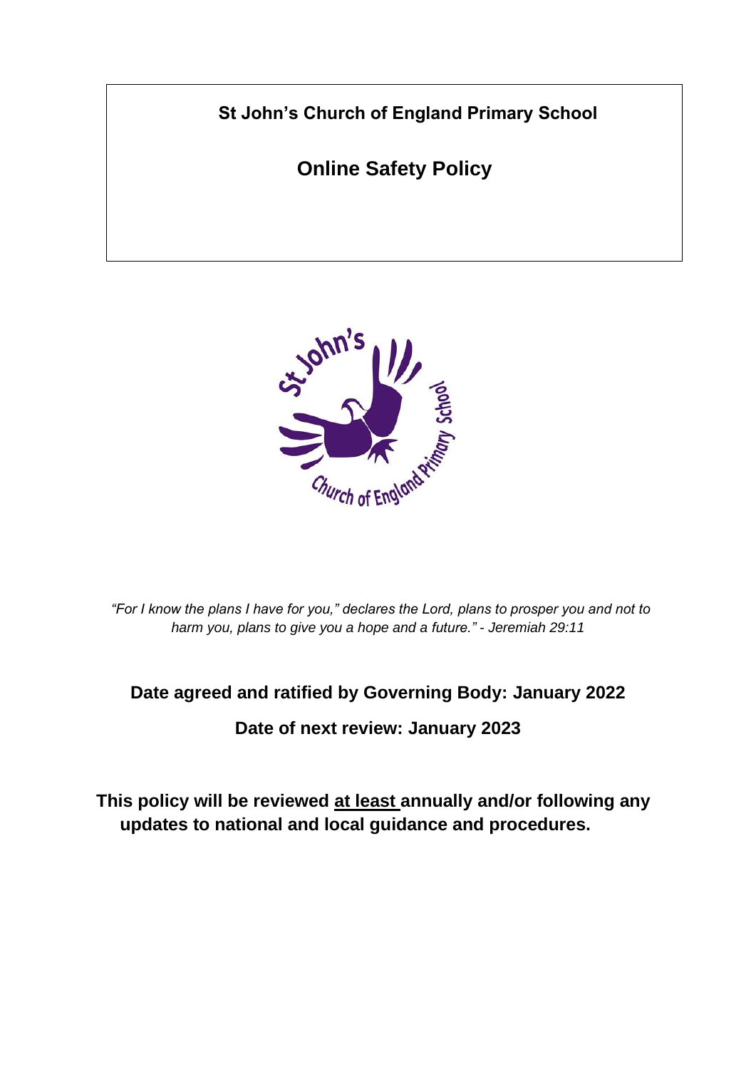# St John's Church of England Primary School

## Online Safety Policy

*"For I know the plans I have for you," declares the Lord, plans to prosper you and not to harm you, plans to give you a hope and a future." - Jeremiah 29:11*

**Date agreed and ratified by Governing Body: January 2022**

**Date of next review: January 2023**

**This policy will be reviewed <u>at least</u> annually and/or following any updates to national and local guidance and procedures.**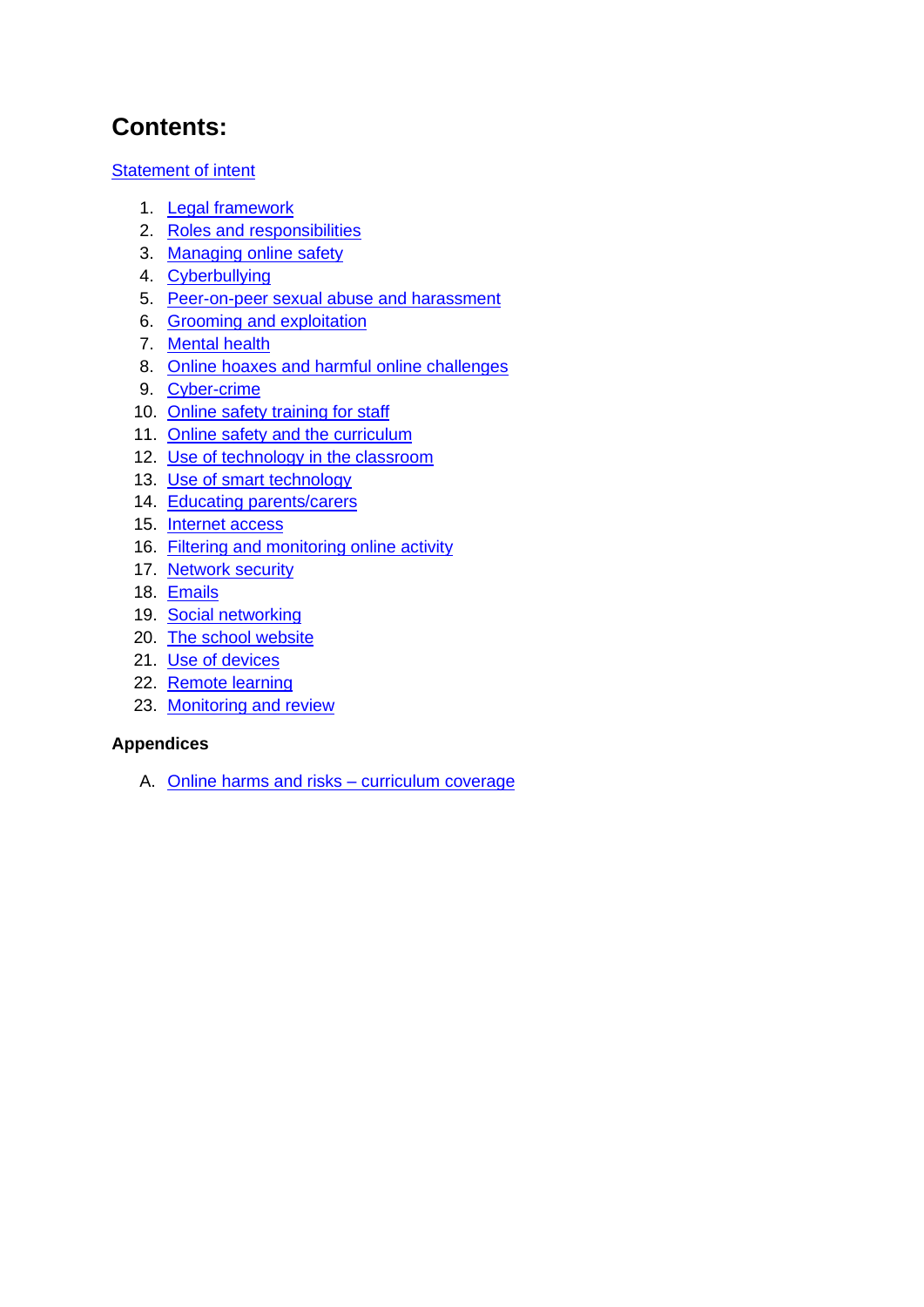# Contents:

Statement of intent

1. Legal framework
2. Roles and responsibilities
3. Managing online safety
4. Cyberbullying
5. Peer-on-peer sexual abuse and harassment
6. Grooming and exploitation
7. Mental health
8. Online hoaxes and harmful online challenges
9. Cyber-crime
10. Online safety training for staff
11. Online safety and the curriculum
12. Use of technology in the classroom
13. Use of smart technology
14. Educating parents/carers
15. Internet access
16. Filtering and monitoring online activity
17. Network security
18. Emails
19. Social networking
20. The school website
21. Use of devices
22. Remote learning
23. Monitoring and review

**Appendices**

A. Online harms and risks – curriculum coverage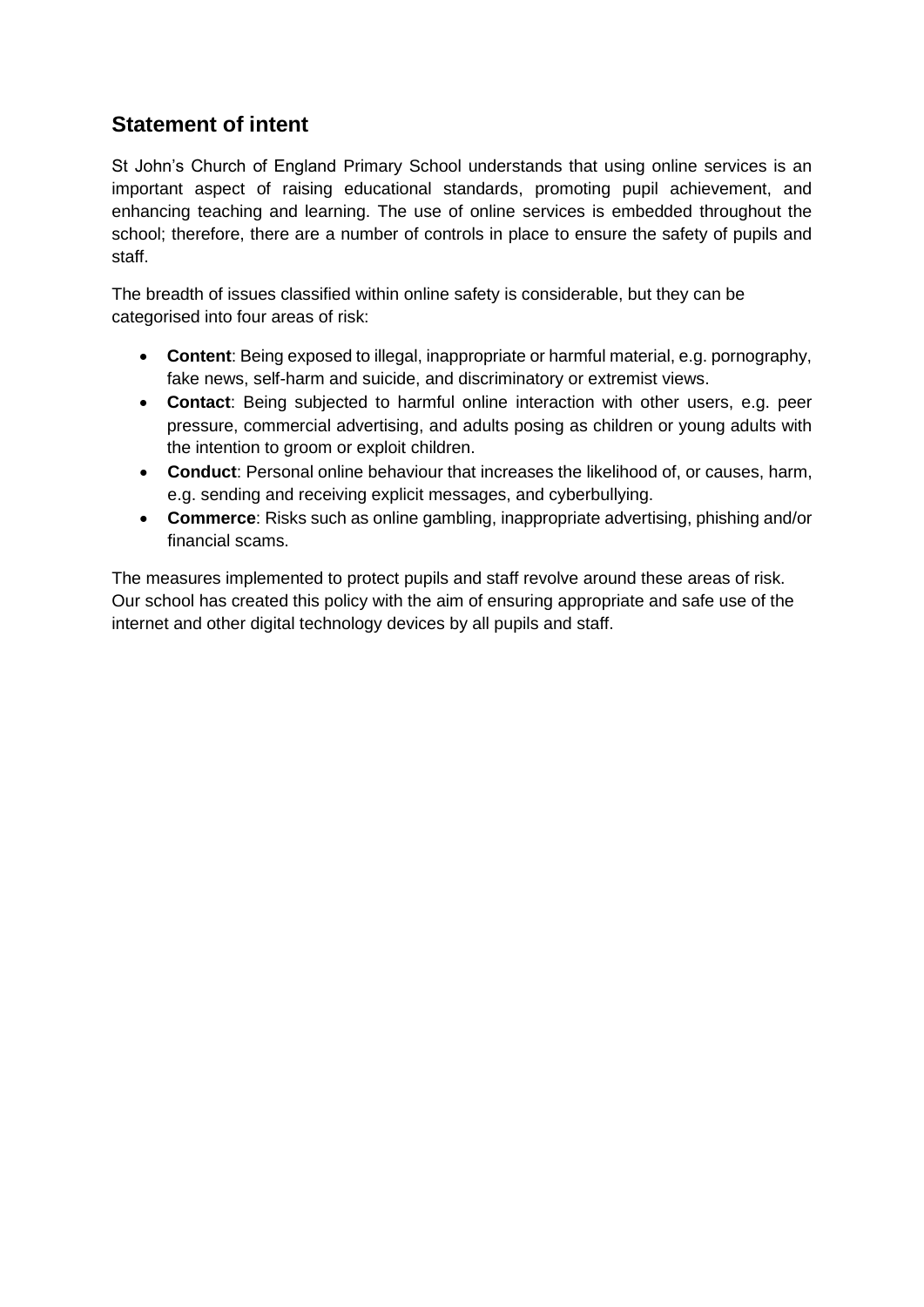## Statement of intent

St John's Church of England Primary School understands that using online services is an important aspect of raising educational standards, promoting pupil achievement, and enhancing teaching and learning. The use of online services is embedded throughout the school; therefore, there are a number of controls in place to ensure the safety of pupils and staff.

The breadth of issues classified within online safety is considerable, but they can be categorised into four areas of risk:

- **Content**: Being exposed to illegal, inappropriate or harmful material, e.g. pornography, fake news, self-harm and suicide, and discriminatory or extremist views.
- **Contact**: Being subjected to harmful online interaction with other users, e.g. peer pressure, commercial advertising, and adults posing as children or young adults with the intention to groom or exploit children.
- **Conduct**: Personal online behaviour that increases the likelihood of, or causes, harm, e.g. sending and receiving explicit messages, and cyberbullying.
- **Commerce**: Risks such as online gambling, inappropriate advertising, phishing and/or financial scams.

The measures implemented to protect pupils and staff revolve around these areas of risk. Our school has created this policy with the aim of ensuring appropriate and safe use of the internet and other digital technology devices by all pupils and staff.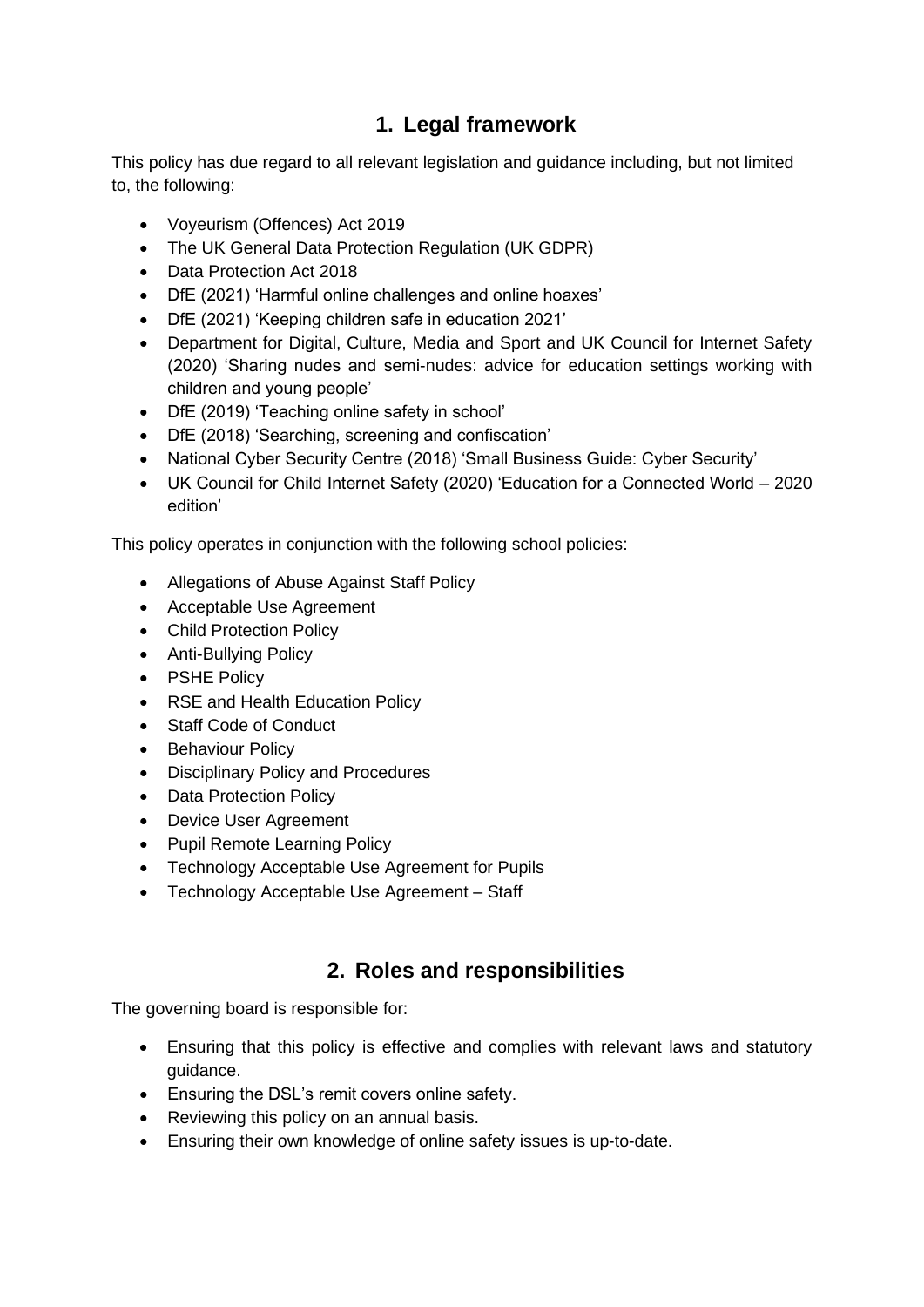## 1. Legal framework

This policy has due regard to all relevant legislation and guidance including, but not limited to, the following:

- Voyeurism (Offences) Act 2019
- The UK General Data Protection Regulation (UK GDPR)
- Data Protection Act 2018
- DfE (2021) 'Harmful online challenges and online hoaxes'
- DfE (2021) 'Keeping children safe in education 2021'
- Department for Digital, Culture, Media and Sport and UK Council for Internet Safety (2020) 'Sharing nudes and semi-nudes: advice for education settings working with children and young people'
- DfE (2019) 'Teaching online safety in school'
- DfE (2018) 'Searching, screening and confiscation'
- National Cyber Security Centre (2018) 'Small Business Guide: Cyber Security'
- UK Council for Child Internet Safety (2020) 'Education for a Connected World – 2020 edition'

This policy operates in conjunction with the following school policies:

- Allegations of Abuse Against Staff Policy
- Acceptable Use Agreement
- Child Protection Policy
- Anti-Bullying Policy
- PSHE Policy
- RSE and Health Education Policy
- Staff Code of Conduct
- Behaviour Policy
- Disciplinary Policy and Procedures
- Data Protection Policy
- Device User Agreement
- Pupil Remote Learning Policy
- Technology Acceptable Use Agreement for Pupils
- Technology Acceptable Use Agreement – Staff

## 2. Roles and responsibilities

The governing board is responsible for:

- Ensuring that this policy is effective and complies with relevant laws and statutory guidance.
- Ensuring the DSL's remit covers online safety.
- Reviewing this policy on an annual basis.
- Ensuring their own knowledge of online safety issues is up-to-date.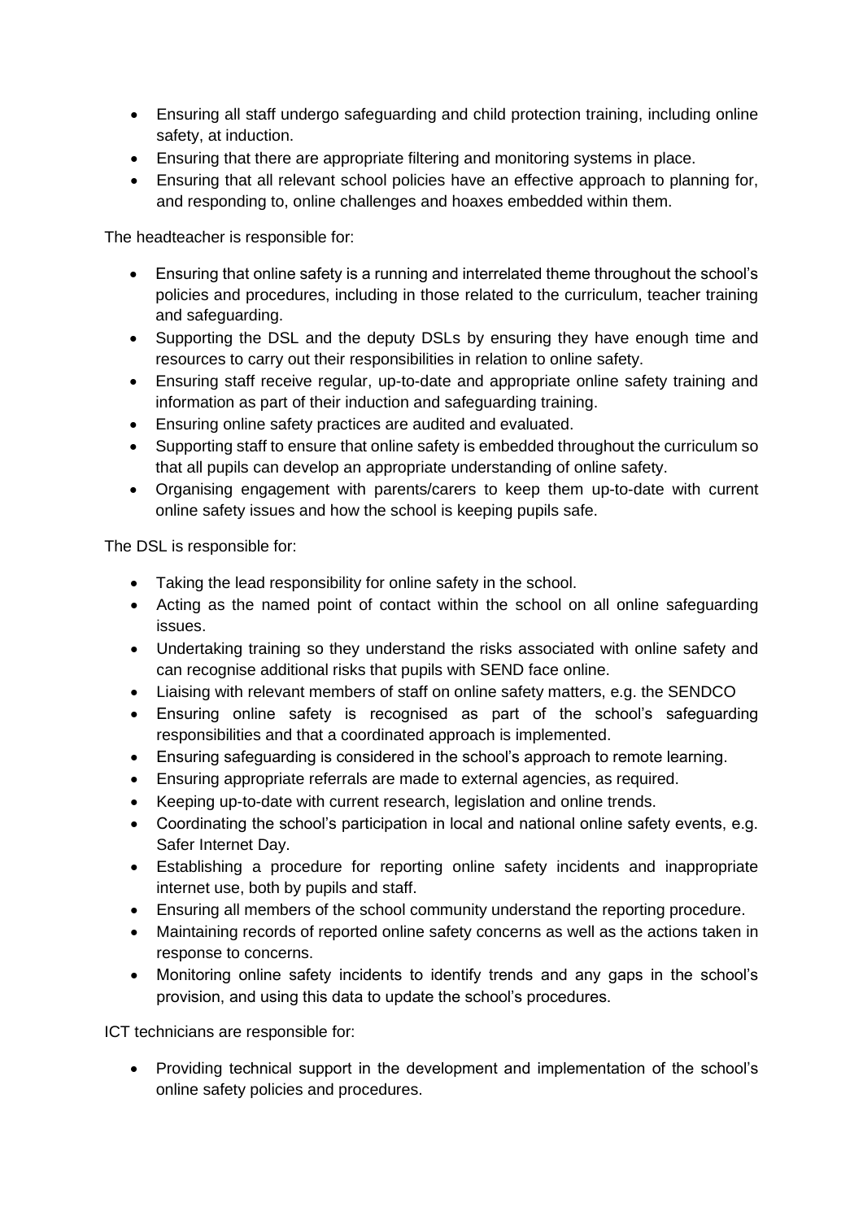- Ensuring all staff undergo safeguarding and child protection training, including online safety, at induction.
- Ensuring that there are appropriate filtering and monitoring systems in place.
- Ensuring that all relevant school policies have an effective approach to planning for, and responding to, online challenges and hoaxes embedded within them.

The headteacher is responsible for:

- Ensuring that online safety is a running and interrelated theme throughout the school's policies and procedures, including in those related to the curriculum, teacher training and safeguarding.
- Supporting the DSL and the deputy DSLs by ensuring they have enough time and resources to carry out their responsibilities in relation to online safety.
- Ensuring staff receive regular, up-to-date and appropriate online safety training and information as part of their induction and safeguarding training.
- Ensuring online safety practices are audited and evaluated.
- Supporting staff to ensure that online safety is embedded throughout the curriculum so that all pupils can develop an appropriate understanding of online safety.
- Organising engagement with parents/carers to keep them up-to-date with current online safety issues and how the school is keeping pupils safe.

The DSL is responsible for:

- Taking the lead responsibility for online safety in the school.
- Acting as the named point of contact within the school on all online safeguarding issues.
- Undertaking training so they understand the risks associated with online safety and can recognise additional risks that pupils with SEND face online.
- Liaising with relevant members of staff on online safety matters, e.g. the SENDCO
- Ensuring online safety is recognised as part of the school's safeguarding responsibilities and that a coordinated approach is implemented.
- Ensuring safeguarding is considered in the school's approach to remote learning.
- Ensuring appropriate referrals are made to external agencies, as required.
- Keeping up-to-date with current research, legislation and online trends.
- Coordinating the school's participation in local and national online safety events, e.g. Safer Internet Day.
- Establishing a procedure for reporting online safety incidents and inappropriate internet use, both by pupils and staff.
- Ensuring all members of the school community understand the reporting procedure.
- Maintaining records of reported online safety concerns as well as the actions taken in response to concerns.
- Monitoring online safety incidents to identify trends and any gaps in the school's provision, and using this data to update the school's procedures.

ICT technicians are responsible for:

- Providing technical support in the development and implementation of the school's online safety policies and procedures.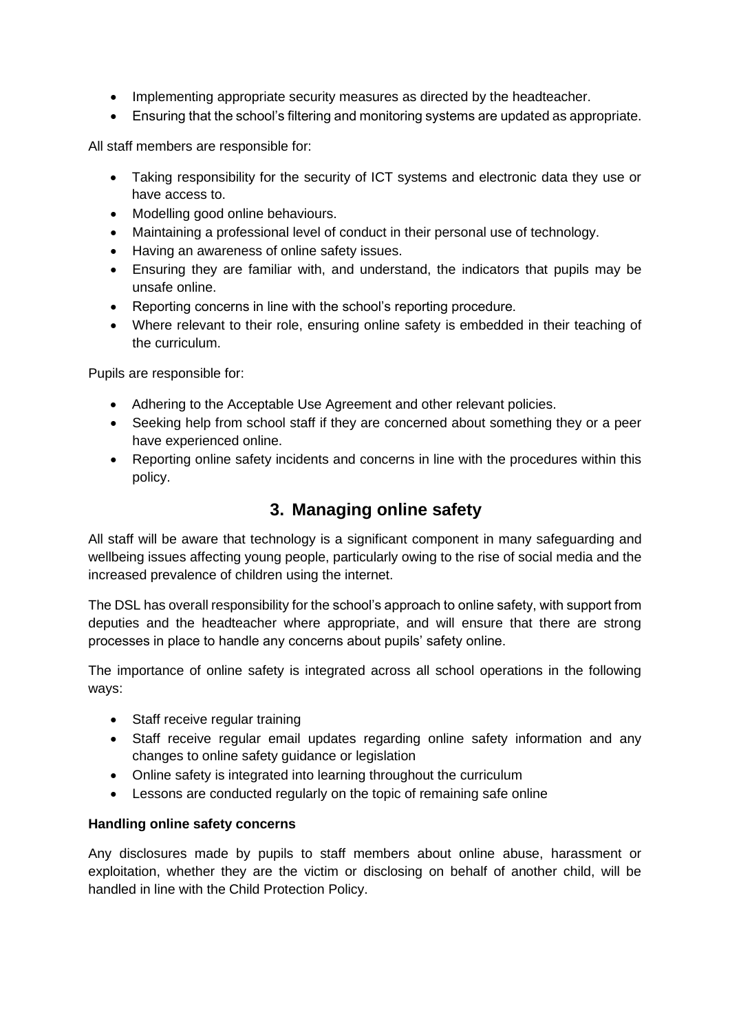- Implementing appropriate security measures as directed by the headteacher.
- Ensuring that the school's filtering and monitoring systems are updated as appropriate.

All staff members are responsible for:

- Taking responsibility for the security of ICT systems and electronic data they use or have access to.
- Modelling good online behaviours.
- Maintaining a professional level of conduct in their personal use of technology.
- Having an awareness of online safety issues.
- Ensuring they are familiar with, and understand, the indicators that pupils may be unsafe online.
- Reporting concerns in line with the school's reporting procedure.
- Where relevant to their role, ensuring online safety is embedded in their teaching of the curriculum.

Pupils are responsible for:

- Adhering to the Acceptable Use Agreement and other relevant policies.
- Seeking help from school staff if they are concerned about something they or a peer have experienced online.
- Reporting online safety incidents and concerns in line with the procedures within this policy.

## 3. Managing online safety

All staff will be aware that technology is a significant component in many safeguarding and wellbeing issues affecting young people, particularly owing to the rise of social media and the increased prevalence of children using the internet.

The DSL has overall responsibility for the school's approach to online safety, with support from deputies and the headteacher where appropriate, and will ensure that there are strong processes in place to handle any concerns about pupils' safety online.

The importance of online safety is integrated across all school operations in the following ways:

- Staff receive regular training
- Staff receive regular email updates regarding online safety information and any changes to online safety guidance or legislation
- Online safety is integrated into learning throughout the curriculum
- Lessons are conducted regularly on the topic of remaining safe online

**Handling online safety concerns**

Any disclosures made by pupils to staff members about online abuse, harassment or exploitation, whether they are the victim or disclosing on behalf of another child, will be handled in line with the Child Protection Policy.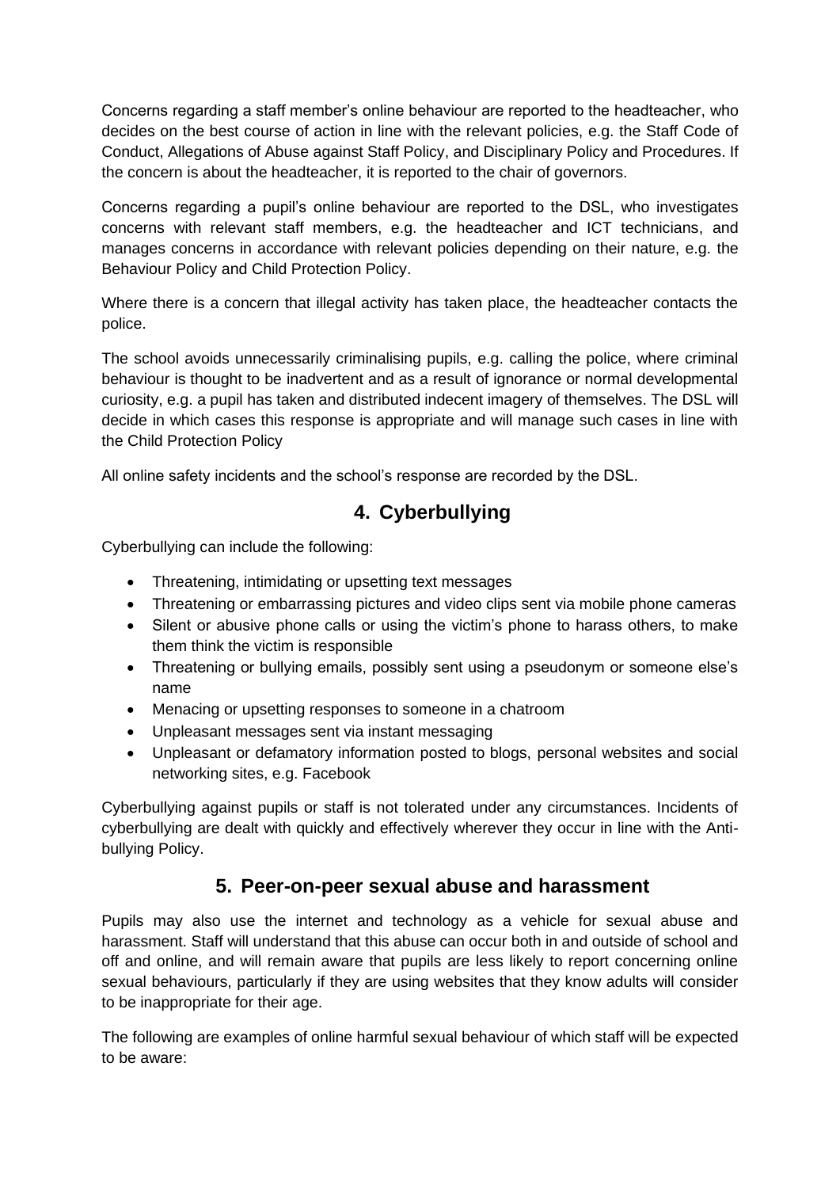Concerns regarding a staff member's online behaviour are reported to the headteacher, who decides on the best course of action in line with the relevant policies, e.g. the Staff Code of Conduct, Allegations of Abuse against Staff Policy, and Disciplinary Policy and Procedures. If the concern is about the headteacher, it is reported to the chair of governors.

Concerns regarding a pupil's online behaviour are reported to the DSL, who investigates concerns with relevant staff members, e.g. the headteacher and ICT technicians, and manages concerns in accordance with relevant policies depending on their nature, e.g. the Behaviour Policy and Child Protection Policy.

Where there is a concern that illegal activity has taken place, the headteacher contacts the police.

The school avoids unnecessarily criminalising pupils, e.g. calling the police, where criminal behaviour is thought to be inadvertent and as a result of ignorance or normal developmental curiosity, e.g. a pupil has taken and distributed indecent imagery of themselves. The DSL will decide in which cases this response is appropriate and will manage such cases in line with the Child Protection Policy

All online safety incidents and the school's response are recorded by the DSL.

## 4. Cyberbullying

Cyberbullying can include the following:

- Threatening, intimidating or upsetting text messages
- Threatening or embarrassing pictures and video clips sent via mobile phone cameras
- Silent or abusive phone calls or using the victim's phone to harass others, to make them think the victim is responsible
- Threatening or bullying emails, possibly sent using a pseudonym or someone else's name
- Menacing or upsetting responses to someone in a chatroom
- Unpleasant messages sent via instant messaging
- Unpleasant or defamatory information posted to blogs, personal websites and social networking sites, e.g. Facebook

Cyberbullying against pupils or staff is not tolerated under any circumstances. Incidents of cyberbullying are dealt with quickly and effectively wherever they occur in line with the Anti-bullying Policy.

## 5. Peer-on-peer sexual abuse and harassment

Pupils may also use the internet and technology as a vehicle for sexual abuse and harassment. Staff will understand that this abuse can occur both in and outside of school and off and online, and will remain aware that pupils are less likely to report concerning online sexual behaviours, particularly if they are using websites that they know adults will consider to be inappropriate for their age.

The following are examples of online harmful sexual behaviour of which staff will be expected to be aware: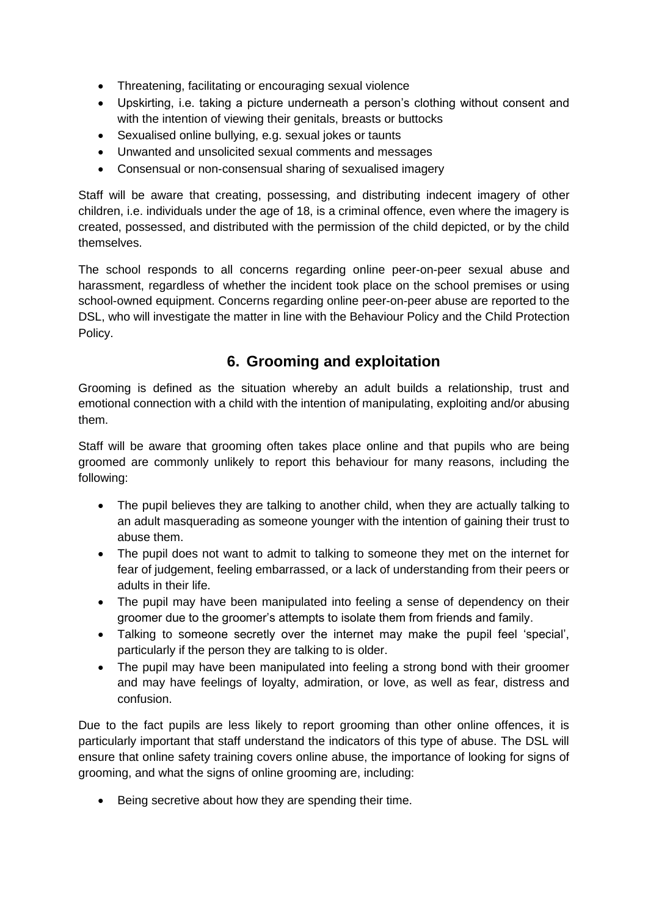- Threatening, facilitating or encouraging sexual violence
- Upskirting, i.e. taking a picture underneath a person's clothing without consent and with the intention of viewing their genitals, breasts or buttocks
- Sexualised online bullying, e.g. sexual jokes or taunts
- Unwanted and unsolicited sexual comments and messages
- Consensual or non-consensual sharing of sexualised imagery

Staff will be aware that creating, possessing, and distributing indecent imagery of other children, i.e. individuals under the age of 18, is a criminal offence, even where the imagery is created, possessed, and distributed with the permission of the child depicted, or by the child themselves.

The school responds to all concerns regarding online peer-on-peer sexual abuse and harassment, regardless of whether the incident took place on the school premises or using school-owned equipment. Concerns regarding online peer-on-peer abuse are reported to the DSL, who will investigate the matter in line with the Behaviour Policy and the Child Protection Policy.

## 6. Grooming and exploitation

Grooming is defined as the situation whereby an adult builds a relationship, trust and emotional connection with a child with the intention of manipulating, exploiting and/or abusing them.

Staff will be aware that grooming often takes place online and that pupils who are being groomed are commonly unlikely to report this behaviour for many reasons, including the following:

- The pupil believes they are talking to another child, when they are actually talking to an adult masquerading as someone younger with the intention of gaining their trust to abuse them.
- The pupil does not want to admit to talking to someone they met on the internet for fear of judgement, feeling embarrassed, or a lack of understanding from their peers or adults in their life.
- The pupil may have been manipulated into feeling a sense of dependency on their groomer due to the groomer's attempts to isolate them from friends and family.
- Talking to someone secretly over the internet may make the pupil feel 'special', particularly if the person they are talking to is older.
- The pupil may have been manipulated into feeling a strong bond with their groomer and may have feelings of loyalty, admiration, or love, as well as fear, distress and confusion.

Due to the fact pupils are less likely to report grooming than other online offences, it is particularly important that staff understand the indicators of this type of abuse. The DSL will ensure that online safety training covers online abuse, the importance of looking for signs of grooming, and what the signs of online grooming are, including:

- Being secretive about how they are spending their time.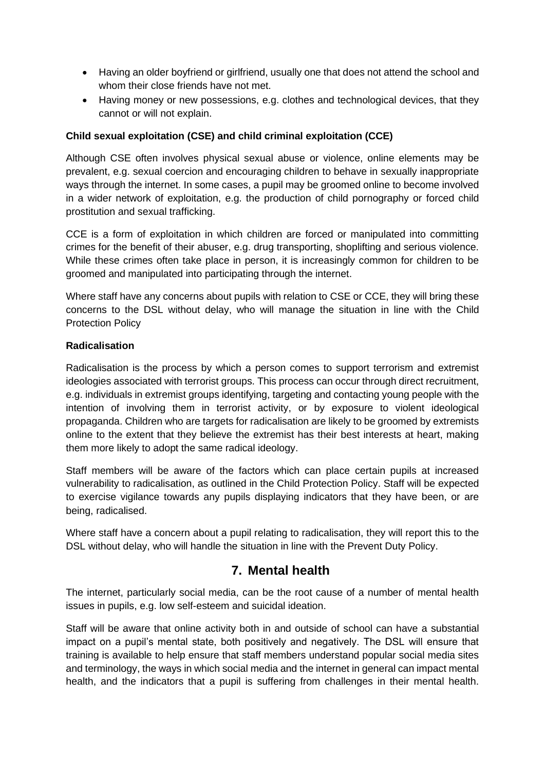- Having an older boyfriend or girlfriend, usually one that does not attend the school and whom their close friends have not met.
- Having money or new possessions, e.g. clothes and technological devices, that they cannot or will not explain.

**Child sexual exploitation (CSE) and child criminal exploitation (CCE)**

Although CSE often involves physical sexual abuse or violence, online elements may be prevalent, e.g. sexual coercion and encouraging children to behave in sexually inappropriate ways through the internet. In some cases, a pupil may be groomed online to become involved in a wider network of exploitation, e.g. the production of child pornography or forced child prostitution and sexual trafficking.

CCE is a form of exploitation in which children are forced or manipulated into committing crimes for the benefit of their abuser, e.g. drug transporting, shoplifting and serious violence. While these crimes often take place in person, it is increasingly common for children to be groomed and manipulated into participating through the internet.

Where staff have any concerns about pupils with relation to CSE or CCE, they will bring these concerns to the DSL without delay, who will manage the situation in line with the Child Protection Policy

**Radicalisation**

Radicalisation is the process by which a person comes to support terrorism and extremist ideologies associated with terrorist groups. This process can occur through direct recruitment, e.g. individuals in extremist groups identifying, targeting and contacting young people with the intention of involving them in terrorist activity, or by exposure to violent ideological propaganda. Children who are targets for radicalisation are likely to be groomed by extremists online to the extent that they believe the extremist has their best interests at heart, making them more likely to adopt the same radical ideology.

Staff members will be aware of the factors which can place certain pupils at increased vulnerability to radicalisation, as outlined in the Child Protection Policy. Staff will be expected to exercise vigilance towards any pupils displaying indicators that they have been, or are being, radicalised.

Where staff have a concern about a pupil relating to radicalisation, they will report this to the DSL without delay, who will handle the situation in line with the Prevent Duty Policy.

## 7. Mental health

The internet, particularly social media, can be the root cause of a number of mental health issues in pupils, e.g. low self-esteem and suicidal ideation.

Staff will be aware that online activity both in and outside of school can have a substantial impact on a pupil's mental state, both positively and negatively. The DSL will ensure that training is available to help ensure that staff members understand popular social media sites and terminology, the ways in which social media and the internet in general can impact mental health, and the indicators that a pupil is suffering from challenges in their mental health.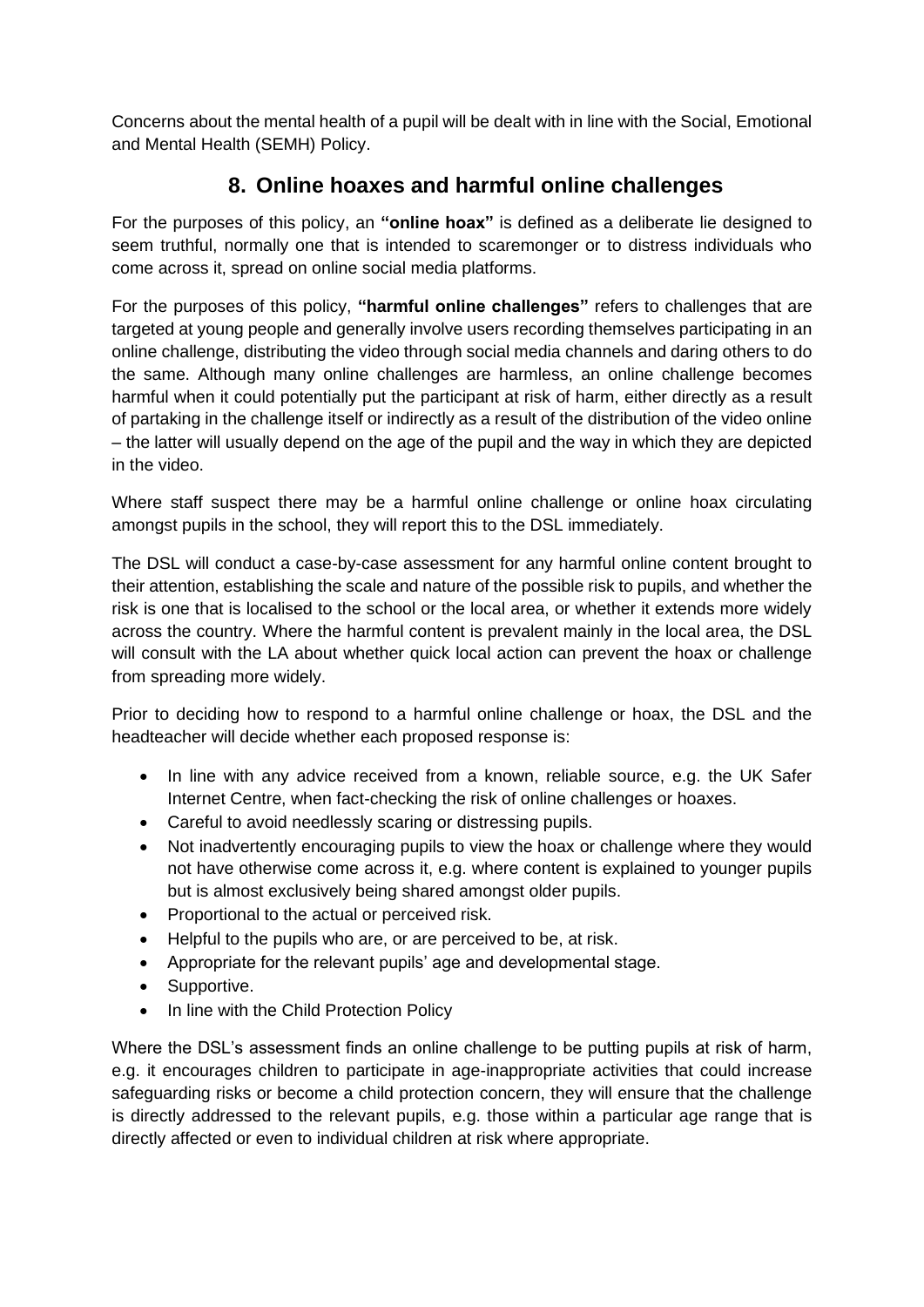Concerns about the mental health of a pupil will be dealt with in line with the Social, Emotional and Mental Health (SEMH) Policy.

## 8. Online hoaxes and harmful online challenges

For the purposes of this policy, an **"online hoax"** is defined as a deliberate lie designed to seem truthful, normally one that is intended to scaremonger or to distress individuals who come across it, spread on online social media platforms.

For the purposes of this policy, **"harmful online challenges"** refers to challenges that are targeted at young people and generally involve users recording themselves participating in an online challenge, distributing the video through social media channels and daring others to do the same. Although many online challenges are harmless, an online challenge becomes harmful when it could potentially put the participant at risk of harm, either directly as a result of partaking in the challenge itself or indirectly as a result of the distribution of the video online – the latter will usually depend on the age of the pupil and the way in which they are depicted in the video.

Where staff suspect there may be a harmful online challenge or online hoax circulating amongst pupils in the school, they will report this to the DSL immediately.

The DSL will conduct a case-by-case assessment for any harmful online content brought to their attention, establishing the scale and nature of the possible risk to pupils, and whether the risk is one that is localised to the school or the local area, or whether it extends more widely across the country. Where the harmful content is prevalent mainly in the local area, the DSL will consult with the LA about whether quick local action can prevent the hoax or challenge from spreading more widely.

Prior to deciding how to respond to a harmful online challenge or hoax, the DSL and the headteacher will decide whether each proposed response is:

- In line with any advice received from a known, reliable source, e.g. the UK Safer Internet Centre, when fact-checking the risk of online challenges or hoaxes.
- Careful to avoid needlessly scaring or distressing pupils.
- Not inadvertently encouraging pupils to view the hoax or challenge where they would not have otherwise come across it, e.g. where content is explained to younger pupils but is almost exclusively being shared amongst older pupils.
- Proportional to the actual or perceived risk.
- Helpful to the pupils who are, or are perceived to be, at risk.
- Appropriate for the relevant pupils' age and developmental stage.
- Supportive.
- In line with the Child Protection Policy

Where the DSL's assessment finds an online challenge to be putting pupils at risk of harm, e.g. it encourages children to participate in age-inappropriate activities that could increase safeguarding risks or become a child protection concern, they will ensure that the challenge is directly addressed to the relevant pupils, e.g. those within a particular age range that is directly affected or even to individual children at risk where appropriate.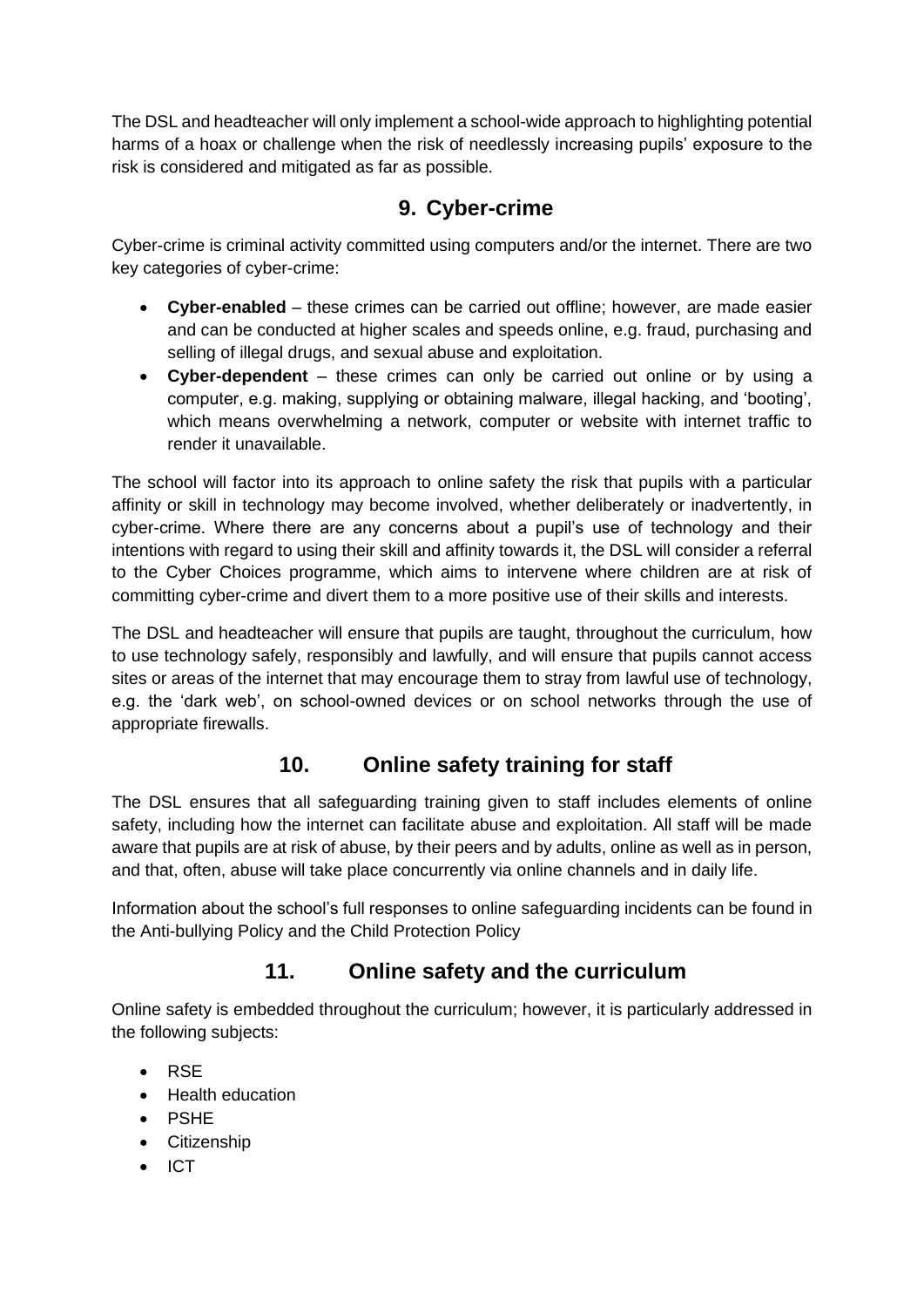The DSL and headteacher will only implement a school-wide approach to highlighting potential harms of a hoax or challenge when the risk of needlessly increasing pupils' exposure to the risk is considered and mitigated as far as possible.

## 9. Cyber-crime

Cyber-crime is criminal activity committed using computers and/or the internet. There are two key categories of cyber-crime:

- **Cyber-enabled** – these crimes can be carried out offline; however, are made easier and can be conducted at higher scales and speeds online, e.g. fraud, purchasing and selling of illegal drugs, and sexual abuse and exploitation.
- **Cyber-dependent** – these crimes can only be carried out online or by using a computer, e.g. making, supplying or obtaining malware, illegal hacking, and 'booting', which means overwhelming a network, computer or website with internet traffic to render it unavailable.

The school will factor into its approach to online safety the risk that pupils with a particular affinity or skill in technology may become involved, whether deliberately or inadvertently, in cyber-crime. Where there are any concerns about a pupil's use of technology and their intentions with regard to using their skill and affinity towards it, the DSL will consider a referral to the Cyber Choices programme, which aims to intervene where children are at risk of committing cyber-crime and divert them to a more positive use of their skills and interests.

The DSL and headteacher will ensure that pupils are taught, throughout the curriculum, how to use technology safely, responsibly and lawfully, and will ensure that pupils cannot access sites or areas of the internet that may encourage them to stray from lawful use of technology, e.g. the 'dark web', on school-owned devices or on school networks through the use of appropriate firewalls.

## 10. Online safety training for staff

The DSL ensures that all safeguarding training given to staff includes elements of online safety, including how the internet can facilitate abuse and exploitation. All staff will be made aware that pupils are at risk of abuse, by their peers and by adults, online as well as in person, and that, often, abuse will take place concurrently via online channels and in daily life.

Information about the school's full responses to online safeguarding incidents can be found in the Anti-bullying Policy and the Child Protection Policy

## 11. Online safety and the curriculum

Online safety is embedded throughout the curriculum; however, it is particularly addressed in the following subjects:

- RSE
- Health education
- PSHE
- Citizenship
- ICT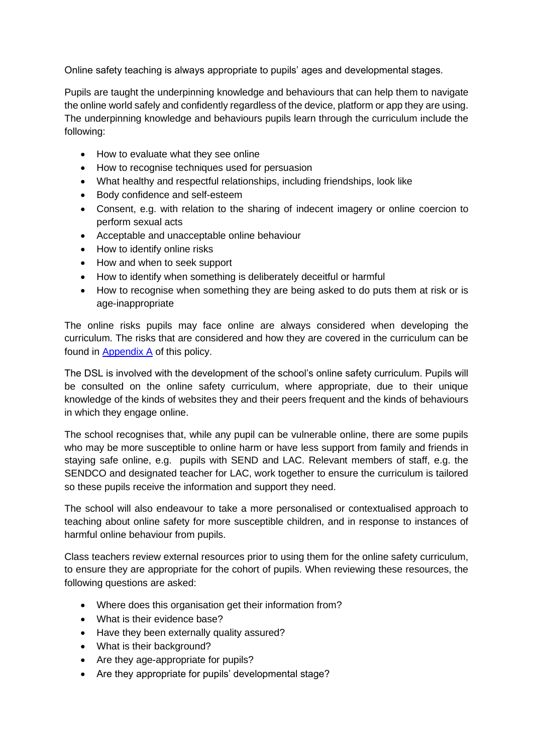Online safety teaching is always appropriate to pupils' ages and developmental stages.

Pupils are taught the underpinning knowledge and behaviours that can help them to navigate the online world safely and confidently regardless of the device, platform or app they are using. The underpinning knowledge and behaviours pupils learn through the curriculum include the following:

- How to evaluate what they see online
- How to recognise techniques used for persuasion
- What healthy and respectful relationships, including friendships, look like
- Body confidence and self-esteem
- Consent, e.g. with relation to the sharing of indecent imagery or online coercion to perform sexual acts
- Acceptable and unacceptable online behaviour
- How to identify online risks
- How and when to seek support
- How to identify when something is deliberately deceitful or harmful
- How to recognise when something they are being asked to do puts them at risk or is age-inappropriate

The online risks pupils may face online are always considered when developing the curriculum. The risks that are considered and how they are covered in the curriculum can be found in [Appendix A](#) of this policy.

The DSL is involved with the development of the school's online safety curriculum. Pupils will be consulted on the online safety curriculum, where appropriate, due to their unique knowledge of the kinds of websites they and their peers frequent and the kinds of behaviours in which they engage online.

The school recognises that, while any pupil can be vulnerable online, there are some pupils who may be more susceptible to online harm or have less support from family and friends in staying safe online, e.g. pupils with SEND and LAC. Relevant members of staff, e.g. the SENDCO and designated teacher for LAC, work together to ensure the curriculum is tailored so these pupils receive the information and support they need.

The school will also endeavour to take a more personalised or contextualised approach to teaching about online safety for more susceptible children, and in response to instances of harmful online behaviour from pupils.

Class teachers review external resources prior to using them for the online safety curriculum, to ensure they are appropriate for the cohort of pupils. When reviewing these resources, the following questions are asked:

- Where does this organisation get their information from?
- What is their evidence base?
- Have they been externally quality assured?
- What is their background?
- Are they age-appropriate for pupils?
- Are they appropriate for pupils' developmental stage?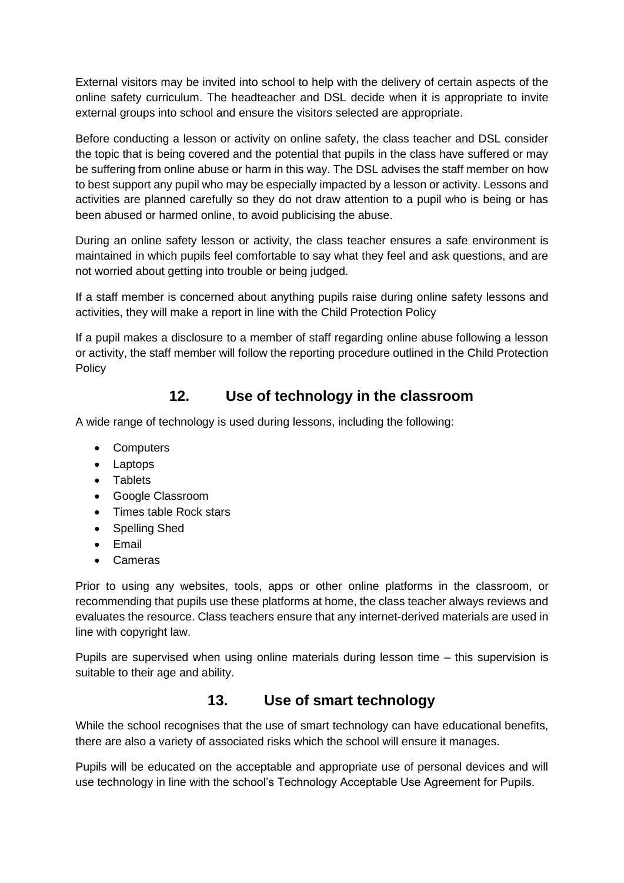External visitors may be invited into school to help with the delivery of certain aspects of the online safety curriculum. The headteacher and DSL decide when it is appropriate to invite external groups into school and ensure the visitors selected are appropriate.

Before conducting a lesson or activity on online safety, the class teacher and DSL consider the topic that is being covered and the potential that pupils in the class have suffered or may be suffering from online abuse or harm in this way. The DSL advises the staff member on how to best support any pupil who may be especially impacted by a lesson or activity. Lessons and activities are planned carefully so they do not draw attention to a pupil who is being or has been abused or harmed online, to avoid publicising the abuse.

During an online safety lesson or activity, the class teacher ensures a safe environment is maintained in which pupils feel comfortable to say what they feel and ask questions, and are not worried about getting into trouble or being judged.

If a staff member is concerned about anything pupils raise during online safety lessons and activities, they will make a report in line with the Child Protection Policy

If a pupil makes a disclosure to a member of staff regarding online abuse following a lesson or activity, the staff member will follow the reporting procedure outlined in the Child Protection Policy

## 12. Use of technology in the classroom

A wide range of technology is used during lessons, including the following:

- Computers
- Laptops
- Tablets
- Google Classroom
- Times table Rock stars
- Spelling Shed
- Email
- Cameras

Prior to using any websites, tools, apps or other online platforms in the classroom, or recommending that pupils use these platforms at home, the class teacher always reviews and evaluates the resource. Class teachers ensure that any internet-derived materials are used in line with copyright law.

Pupils are supervised when using online materials during lesson time – this supervision is suitable to their age and ability.

## 13. Use of smart technology

While the school recognises that the use of smart technology can have educational benefits, there are also a variety of associated risks which the school will ensure it manages.

Pupils will be educated on the acceptable and appropriate use of personal devices and will use technology in line with the school's Technology Acceptable Use Agreement for Pupils.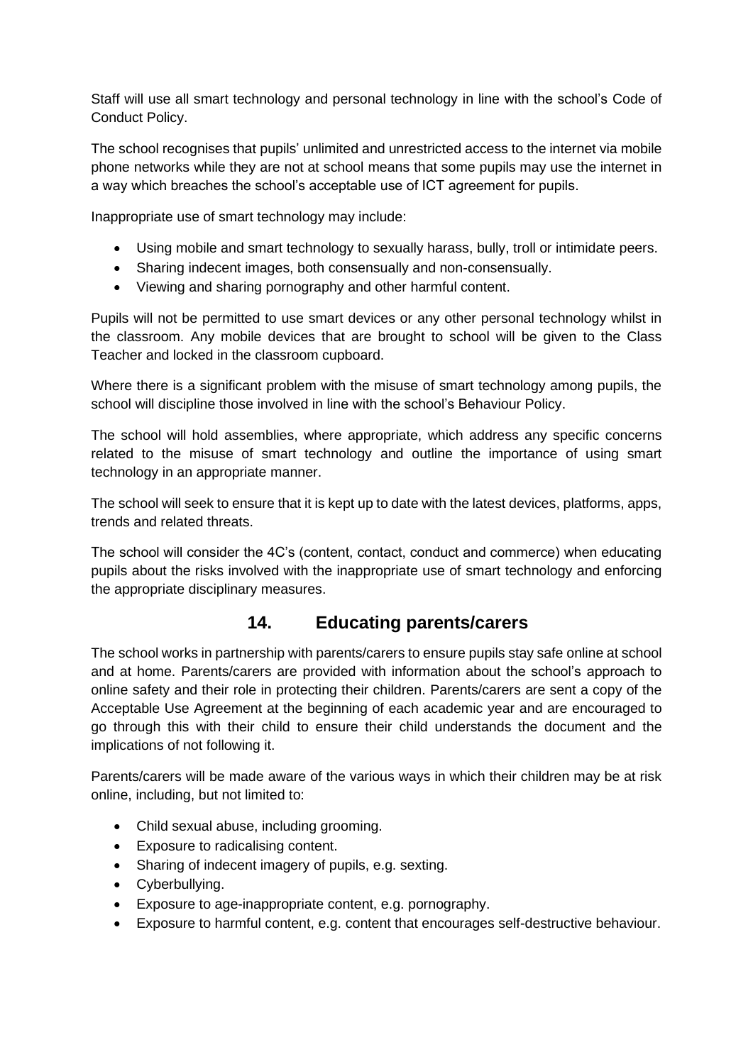Staff will use all smart technology and personal technology in line with the school's Code of Conduct Policy.

The school recognises that pupils' unlimited and unrestricted access to the internet via mobile phone networks while they are not at school means that some pupils may use the internet in a way which breaches the school's acceptable use of ICT agreement for pupils.

Inappropriate use of smart technology may include:

- Using mobile and smart technology to sexually harass, bully, troll or intimidate peers.
- Sharing indecent images, both consensually and non-consensually.
- Viewing and sharing pornography and other harmful content.

Pupils will not be permitted to use smart devices or any other personal technology whilst in the classroom. Any mobile devices that are brought to school will be given to the Class Teacher and locked in the classroom cupboard.

Where there is a significant problem with the misuse of smart technology among pupils, the school will discipline those involved in line with the school's Behaviour Policy.

The school will hold assemblies, where appropriate, which address any specific concerns related to the misuse of smart technology and outline the importance of using smart technology in an appropriate manner.

The school will seek to ensure that it is kept up to date with the latest devices, platforms, apps, trends and related threats.

The school will consider the 4C's (content, contact, conduct and commerce) when educating pupils about the risks involved with the inappropriate use of smart technology and enforcing the appropriate disciplinary measures.

## 14. Educating parents/carers

The school works in partnership with parents/carers to ensure pupils stay safe online at school and at home. Parents/carers are provided with information about the school's approach to online safety and their role in protecting their children. Parents/carers are sent a copy of the Acceptable Use Agreement at the beginning of each academic year and are encouraged to go through this with their child to ensure their child understands the document and the implications of not following it.

Parents/carers will be made aware of the various ways in which their children may be at risk online, including, but not limited to:

- Child sexual abuse, including grooming.
- Exposure to radicalising content.
- Sharing of indecent imagery of pupils, e.g. sexting.
- Cyberbullying.
- Exposure to age-inappropriate content, e.g. pornography.
- Exposure to harmful content, e.g. content that encourages self-destructive behaviour.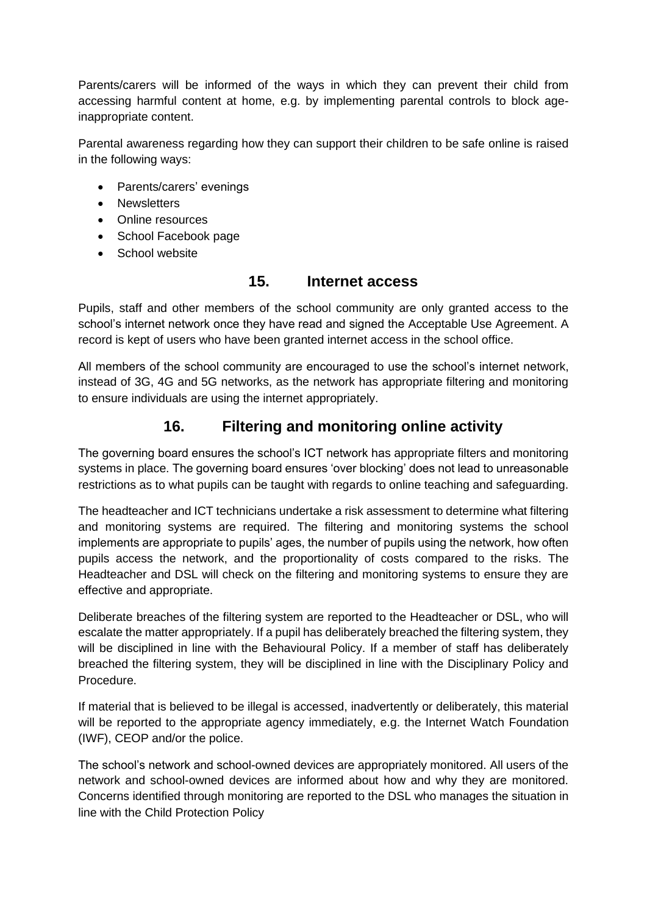Parents/carers will be informed of the ways in which they can prevent their child from accessing harmful content at home, e.g. by implementing parental controls to block age-inappropriate content.

Parental awareness regarding how they can support their children to be safe online is raised in the following ways:

- Parents/carers' evenings
- Newsletters
- Online resources
- School Facebook page
- School website

## 15. Internet access

Pupils, staff and other members of the school community are only granted access to the school's internet network once they have read and signed the Acceptable Use Agreement. A record is kept of users who have been granted internet access in the school office.

All members of the school community are encouraged to use the school's internet network, instead of 3G, 4G and 5G networks, as the network has appropriate filtering and monitoring to ensure individuals are using the internet appropriately.

## 16. Filtering and monitoring online activity

The governing board ensures the school's ICT network has appropriate filters and monitoring systems in place. The governing board ensures 'over blocking' does not lead to unreasonable restrictions as to what pupils can be taught with regards to online teaching and safeguarding.

The headteacher and ICT technicians undertake a risk assessment to determine what filtering and monitoring systems are required. The filtering and monitoring systems the school implements are appropriate to pupils' ages, the number of pupils using the network, how often pupils access the network, and the proportionality of costs compared to the risks. The Headteacher and DSL will check on the filtering and monitoring systems to ensure they are effective and appropriate.

Deliberate breaches of the filtering system are reported to the Headteacher or DSL, who will escalate the matter appropriately. If a pupil has deliberately breached the filtering system, they will be disciplined in line with the Behavioural Policy. If a member of staff has deliberately breached the filtering system, they will be disciplined in line with the Disciplinary Policy and Procedure.

If material that is believed to be illegal is accessed, inadvertently or deliberately, this material will be reported to the appropriate agency immediately, e.g. the Internet Watch Foundation (IWF), CEOP and/or the police.

The school's network and school-owned devices are appropriately monitored. All users of the network and school-owned devices are informed about how and why they are monitored. Concerns identified through monitoring are reported to the DSL who manages the situation in line with the Child Protection Policy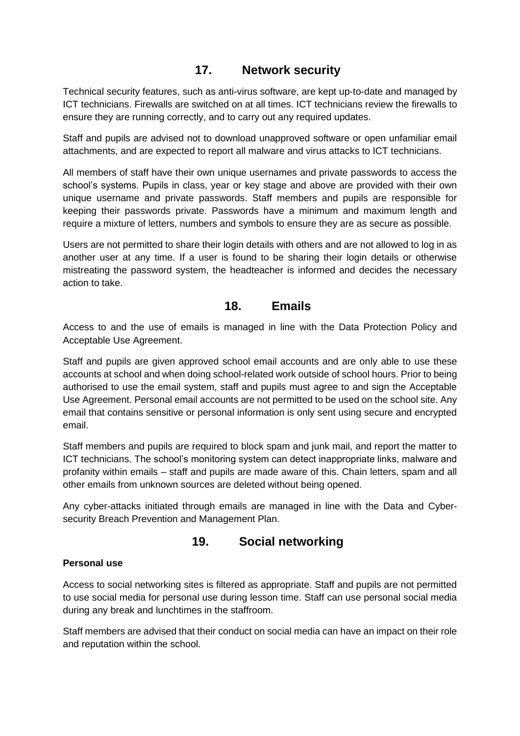## 17. Network security

Technical security features, such as anti-virus software, are kept up-to-date and managed by ICT technicians. Firewalls are switched on at all times. ICT technicians review the firewalls to ensure they are running correctly, and to carry out any required updates.

Staff and pupils are advised not to download unapproved software or open unfamiliar email attachments, and are expected to report all malware and virus attacks to ICT technicians.

All members of staff have their own unique usernames and private passwords to access the school's systems. Pupils in class, year or key stage and above are provided with their own unique username and private passwords. Staff members and pupils are responsible for keeping their passwords private. Passwords have a minimum and maximum length and require a mixture of letters, numbers and symbols to ensure they are as secure as possible.

Users are not permitted to share their login details with others and are not allowed to log in as another user at any time. If a user is found to be sharing their login details or otherwise mistreating the password system, the headteacher is informed and decides the necessary action to take.

## 18. Emails

Access to and the use of emails is managed in line with the Data Protection Policy and Acceptable Use Agreement.

Staff and pupils are given approved school email accounts and are only able to use these accounts at school and when doing school-related work outside of school hours. Prior to being authorised to use the email system, staff and pupils must agree to and sign the Acceptable Use Agreement. Personal email accounts are not permitted to be used on the school site. Any email that contains sensitive or personal information is only sent using secure and encrypted email.

Staff members and pupils are required to block spam and junk mail, and report the matter to ICT technicians. The school's monitoring system can detect inappropriate links, malware and profanity within emails – staff and pupils are made aware of this. Chain letters, spam and all other emails from unknown sources are deleted without being opened.

Any cyber-attacks initiated through emails are managed in line with the Data and Cyber-security Breach Prevention and Management Plan.

## 19. Social networking

**Personal use**

Access to social networking sites is filtered as appropriate. Staff and pupils are not permitted to use social media for personal use during lesson time. Staff can use personal social media during any break and lunchtimes in the staffroom.

Staff members are advised that their conduct on social media can have an impact on their role and reputation within the school.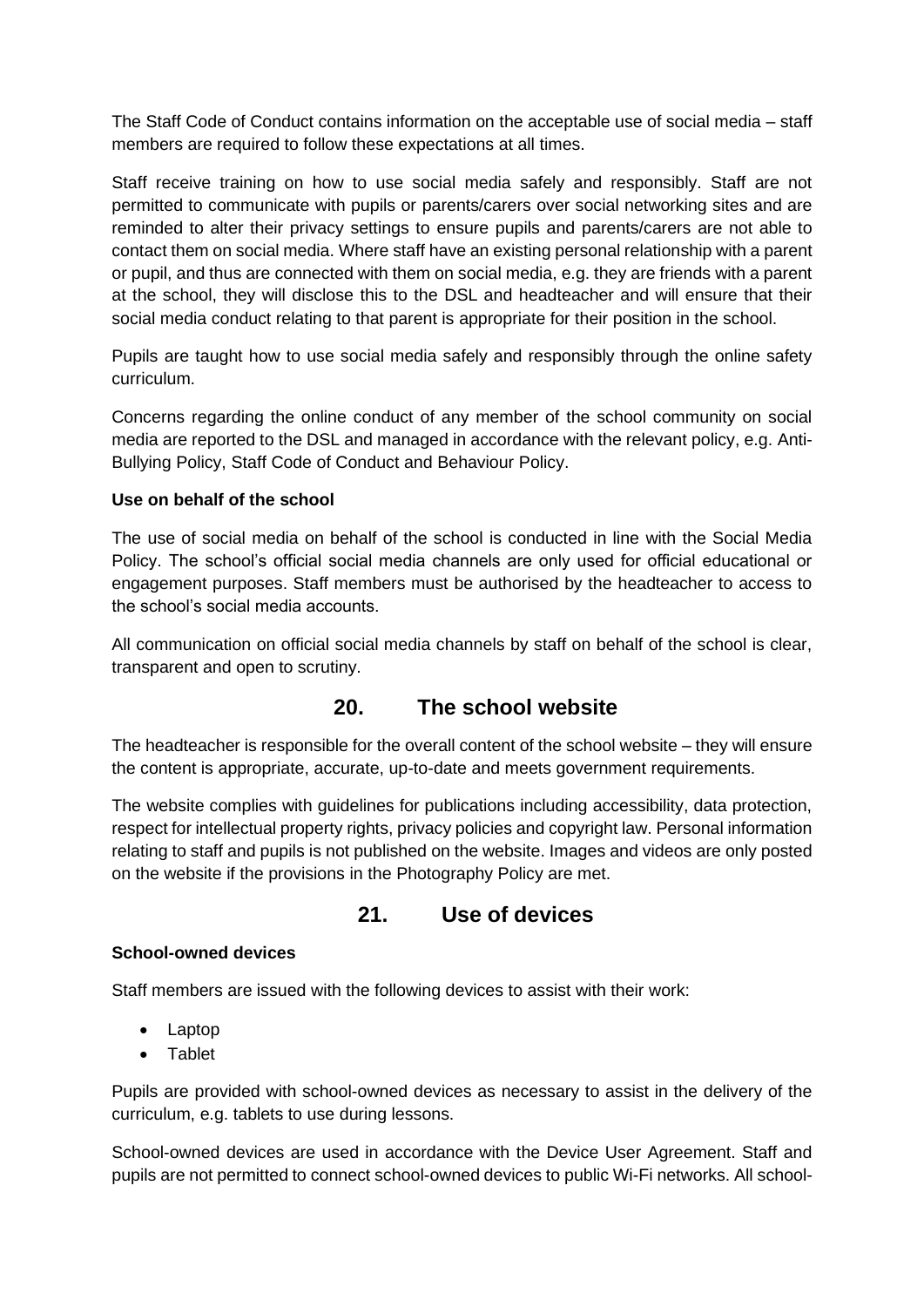The Staff Code of Conduct contains information on the acceptable use of social media – staff members are required to follow these expectations at all times.

Staff receive training on how to use social media safely and responsibly. Staff are not permitted to communicate with pupils or parents/carers over social networking sites and are reminded to alter their privacy settings to ensure pupils and parents/carers are not able to contact them on social media. Where staff have an existing personal relationship with a parent or pupil, and thus are connected with them on social media, e.g. they are friends with a parent at the school, they will disclose this to the DSL and headteacher and will ensure that their social media conduct relating to that parent is appropriate for their position in the school.

Pupils are taught how to use social media safely and responsibly through the online safety curriculum.

Concerns regarding the online conduct of any member of the school community on social media are reported to the DSL and managed in accordance with the relevant policy, e.g. Anti-Bullying Policy, Staff Code of Conduct and Behaviour Policy.

**Use on behalf of the school**

The use of social media on behalf of the school is conducted in line with the Social Media Policy. The school's official social media channels are only used for official educational or engagement purposes. Staff members must be authorised by the headteacher to access to the school's social media accounts.

All communication on official social media channels by staff on behalf of the school is clear, transparent and open to scrutiny.

## 20. The school website

The headteacher is responsible for the overall content of the school website – they will ensure the content is appropriate, accurate, up-to-date and meets government requirements.

The website complies with guidelines for publications including accessibility, data protection, respect for intellectual property rights, privacy policies and copyright law. Personal information relating to staff and pupils is not published on the website. Images and videos are only posted on the website if the provisions in the Photography Policy are met.

## 21. Use of devices

**School-owned devices**

Staff members are issued with the following devices to assist with their work:

- Laptop
- Tablet

Pupils are provided with school-owned devices as necessary to assist in the delivery of the curriculum, e.g. tablets to use during lessons.

School-owned devices are used in accordance with the Device User Agreement. Staff and pupils are not permitted to connect school-owned devices to public Wi-Fi networks. All school-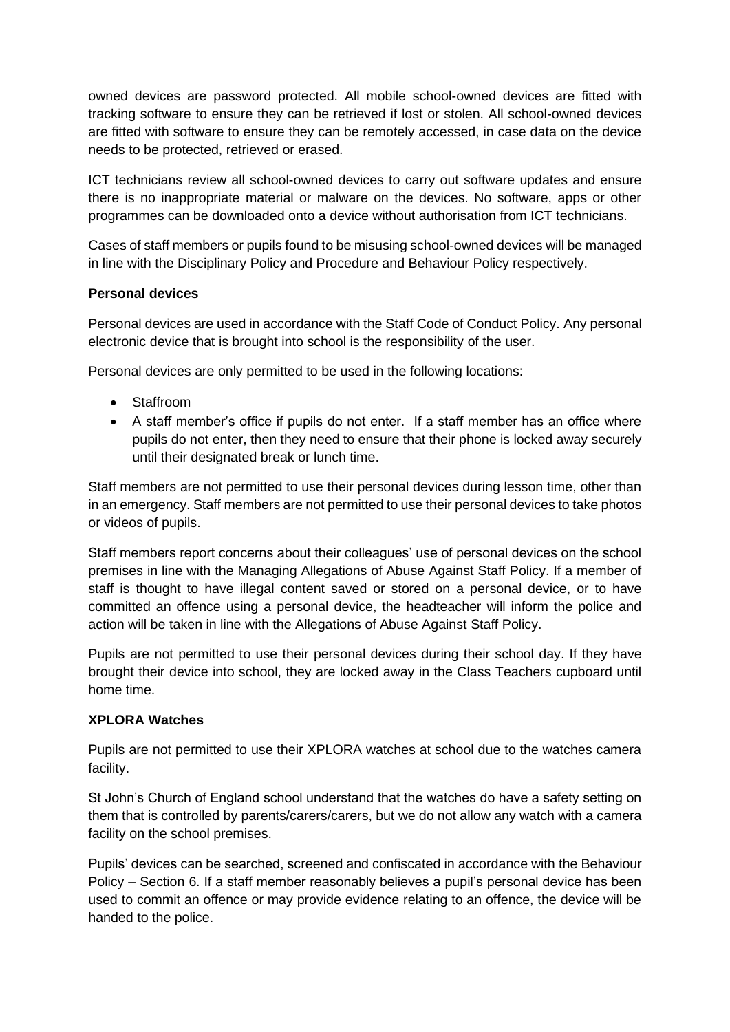owned devices are password protected. All mobile school-owned devices are fitted with tracking software to ensure they can be retrieved if lost or stolen. All school-owned devices are fitted with software to ensure they can be remotely accessed, in case data on the device needs to be protected, retrieved or erased.

ICT technicians review all school-owned devices to carry out software updates and ensure there is no inappropriate material or malware on the devices. No software, apps or other programmes can be downloaded onto a device without authorisation from ICT technicians.

Cases of staff members or pupils found to be misusing school-owned devices will be managed in line with the Disciplinary Policy and Procedure and Behaviour Policy respectively.

**Personal devices**

Personal devices are used in accordance with the Staff Code of Conduct Policy. Any personal electronic device that is brought into school is the responsibility of the user.

Personal devices are only permitted to be used in the following locations:

- Staffroom
- A staff member's office if pupils do not enter. If a staff member has an office where pupils do not enter, then they need to ensure that their phone is locked away securely until their designated break or lunch time.

Staff members are not permitted to use their personal devices during lesson time, other than in an emergency. Staff members are not permitted to use their personal devices to take photos or videos of pupils.

Staff members report concerns about their colleagues' use of personal devices on the school premises in line with the Managing Allegations of Abuse Against Staff Policy. If a member of staff is thought to have illegal content saved or stored on a personal device, or to have committed an offence using a personal device, the headteacher will inform the police and action will be taken in line with the Allegations of Abuse Against Staff Policy.

Pupils are not permitted to use their personal devices during their school day. If they have brought their device into school, they are locked away in the Class Teachers cupboard until home time.

**XPLORA Watches**

Pupils are not permitted to use their XPLORA watches at school due to the watches camera facility.

St John's Church of England school understand that the watches do have a safety setting on them that is controlled by parents/carers/carers, but we do not allow any watch with a camera facility on the school premises.

Pupils' devices can be searched, screened and confiscated in accordance with the Behaviour Policy – Section 6. If a staff member reasonably believes a pupil's personal device has been used to commit an offence or may provide evidence relating to an offence, the device will be handed to the police.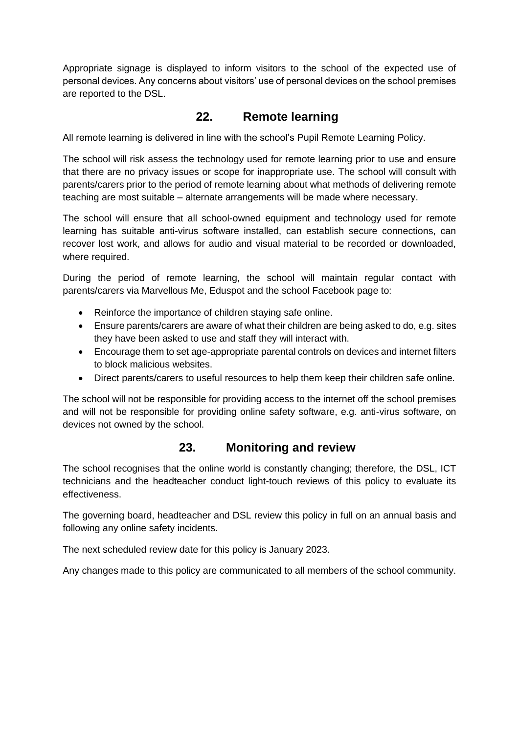Appropriate signage is displayed to inform visitors to the school of the expected use of personal devices. Any concerns about visitors' use of personal devices on the school premises are reported to the DSL.

## 22. Remote learning

All remote learning is delivered in line with the school's Pupil Remote Learning Policy.

The school will risk assess the technology used for remote learning prior to use and ensure that there are no privacy issues or scope for inappropriate use. The school will consult with parents/carers prior to the period of remote learning about what methods of delivering remote teaching are most suitable – alternate arrangements will be made where necessary.

The school will ensure that all school-owned equipment and technology used for remote learning has suitable anti-virus software installed, can establish secure connections, can recover lost work, and allows for audio and visual material to be recorded or downloaded, where required.

During the period of remote learning, the school will maintain regular contact with parents/carers via Marvellous Me, Eduspot and the school Facebook page to:

- Reinforce the importance of children staying safe online.
- Ensure parents/carers are aware of what their children are being asked to do, e.g. sites they have been asked to use and staff they will interact with.
- Encourage them to set age-appropriate parental controls on devices and internet filters to block malicious websites.
- Direct parents/carers to useful resources to help them keep their children safe online.

The school will not be responsible for providing access to the internet off the school premises and will not be responsible for providing online safety software, e.g. anti-virus software, on devices not owned by the school.

## 23. Monitoring and review

The school recognises that the online world is constantly changing; therefore, the DSL, ICT technicians and the headteacher conduct light-touch reviews of this policy to evaluate its effectiveness.

The governing board, headteacher and DSL review this policy in full on an annual basis and following any online safety incidents.

The next scheduled review date for this policy is January 2023.

Any changes made to this policy are communicated to all members of the school community.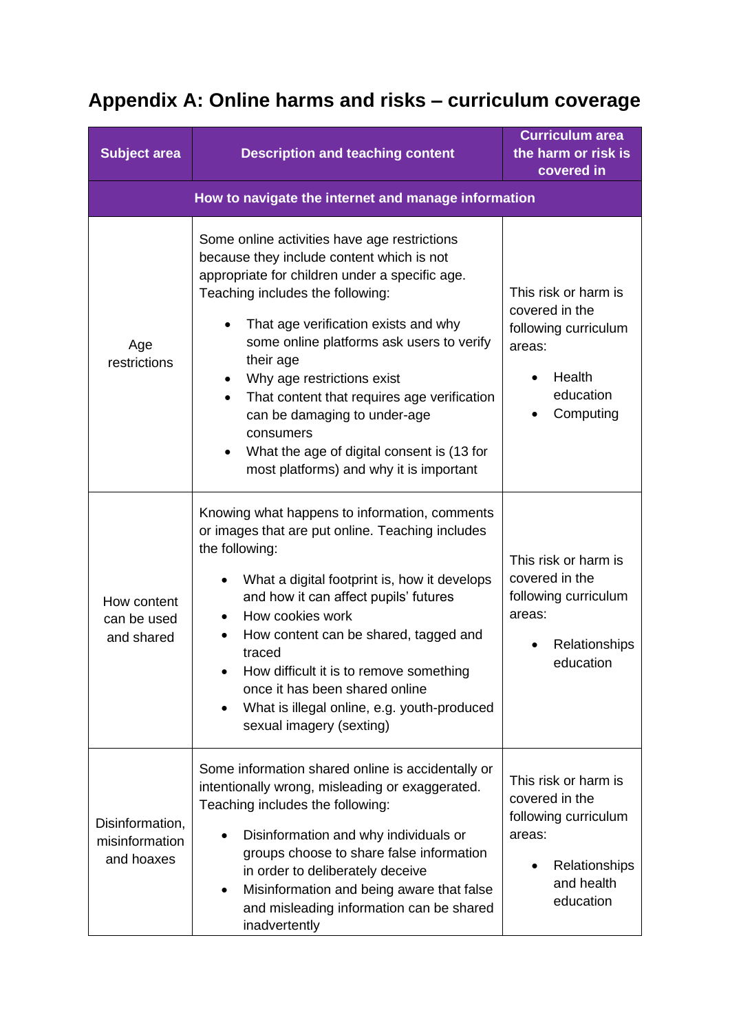## Appendix A: Online harms and risks – curriculum coverage

| Subject area | Description and teaching content | Curriculum area the harm or risk is covered in |
|---|---|---|
| **How to navigate the internet and manage information** | | |
| Age restrictions | Some online activities have age restrictions because they include content which is not appropriate for children under a specific age. Teaching includes the following:<br>• That age verification exists and why some online platforms ask users to verify their age<br>• Why age restrictions exist<br>• That content that requires age verification can be damaging to under-age consumers<br>• What the age of digital consent is (13 for most platforms) and why it is important | This risk or harm is covered in the following curriculum areas:<br>• Health education<br>• Computing |
| How content can be used and shared | Knowing what happens to information, comments or images that are put online. Teaching includes the following:<br>• What a digital footprint is, how it develops and how it can affect pupils' futures<br>• How cookies work<br>• How content can be shared, tagged and traced<br>• How difficult it is to remove something once it has been shared online<br>• What is illegal online, e.g. youth-produced sexual imagery (sexting) | This risk or harm is covered in the following curriculum areas:<br>• Relationships education |
| Disinformation, misinformation and hoaxes | Some information shared online is accidentally or intentionally wrong, misleading or exaggerated. Teaching includes the following:<br>• Disinformation and why individuals or groups choose to share false information in order to deliberately deceive<br>• Misinformation and being aware that false and misleading information can be shared inadvertently | This risk or harm is covered in the following curriculum areas:<br>• Relationships and health education |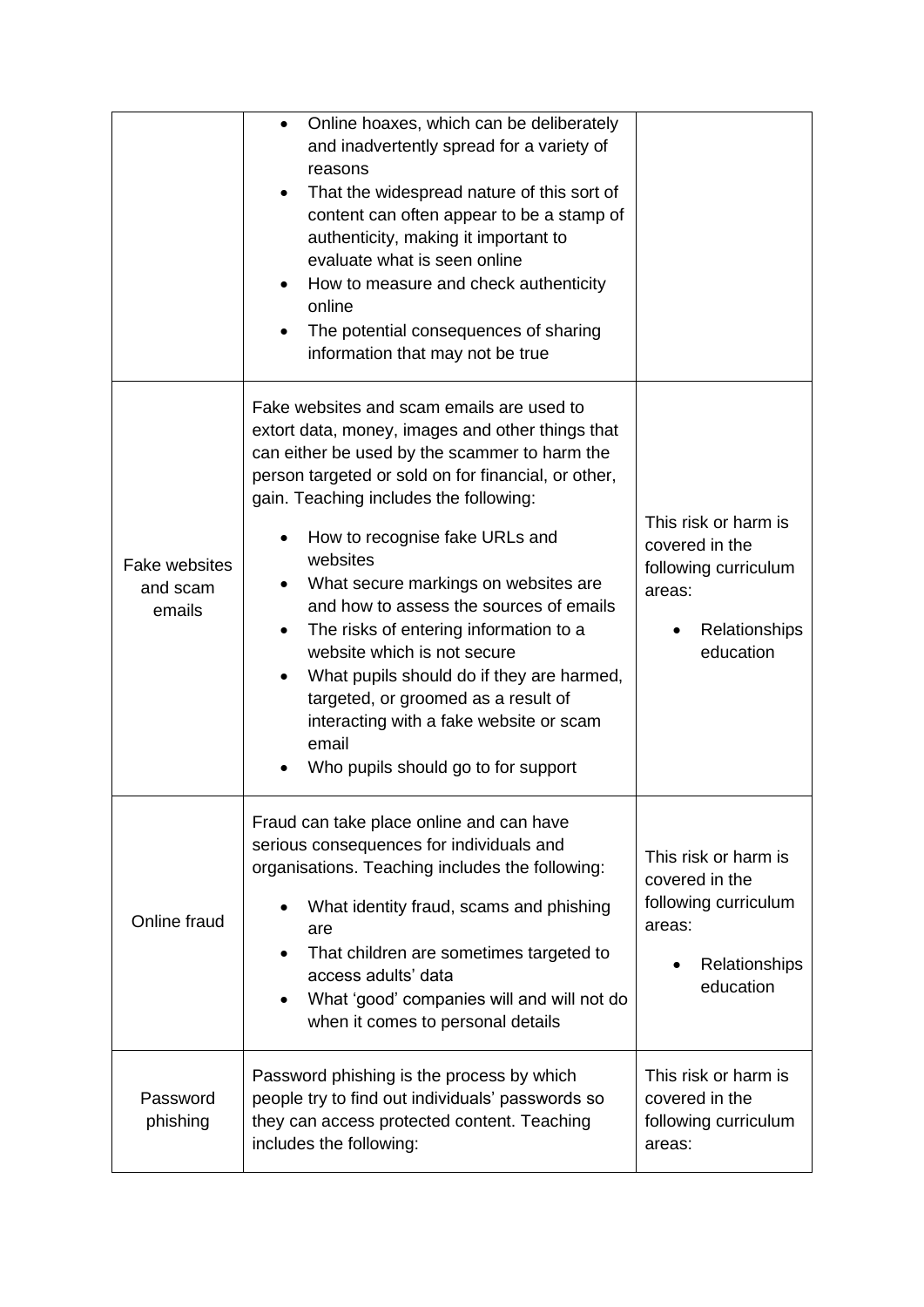| | | |
|---|---|---|
| | • Online hoaxes, which can be deliberately and inadvertently spread for a variety of reasons<br>• That the widespread nature of this sort of content can often appear to be a stamp of authenticity, making it important to evaluate what is seen online<br>• How to measure and check authenticity online<br>• The potential consequences of sharing information that may not be true | |
| Fake websites and scam emails | Fake websites and scam emails are used to extort data, money, images and other things that can either be used by the scammer to harm the person targeted or sold on for financial, or other, gain. Teaching includes the following:<br>• How to recognise fake URLs and websites<br>• What secure markings on websites are and how to assess the sources of emails<br>• The risks of entering information to a website which is not secure<br>• What pupils should do if they are harmed, targeted, or groomed as a result of interacting with a fake website or scam email<br>• Who pupils should go to for support | This risk or harm is covered in the following curriculum areas:<br>• Relationships education |
| Online fraud | Fraud can take place online and can have serious consequences for individuals and organisations. Teaching includes the following:<br>• What identity fraud, scams and phishing are<br>• That children are sometimes targeted to access adults' data<br>• What 'good' companies will and will not do when it comes to personal details | This risk or harm is covered in the following curriculum areas:<br>• Relationships education |
| Password phishing | Password phishing is the process by which people try to find out individuals' passwords so they can access protected content. Teaching includes the following: | This risk or harm is covered in the following curriculum areas: |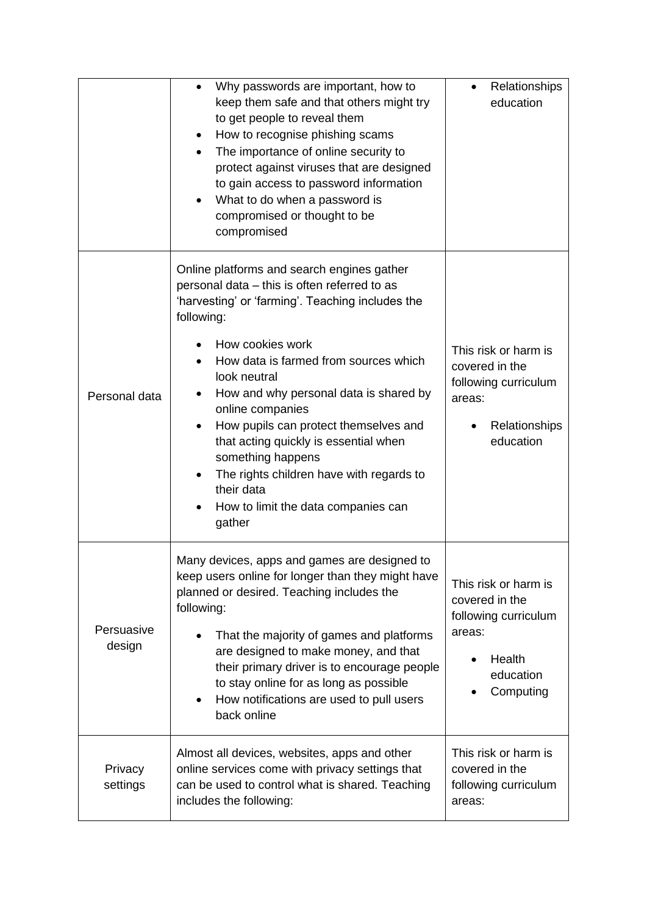| | | |
|---|---|---|
| | • Why passwords are important, how to keep them safe and that others might try to get people to reveal them<br>• How to recognise phishing scams<br>• The importance of online security to protect against viruses that are designed to gain access to password information<br>• What to do when a password is compromised or thought to be compromised | • Relationships education |
| Personal data | Online platforms and search engines gather personal data – this is often referred to as 'harvesting' or 'farming'. Teaching includes the following:<br>• How cookies work<br>• How data is farmed from sources which look neutral<br>• How and why personal data is shared by online companies<br>• How pupils can protect themselves and that acting quickly is essential when something happens<br>• The rights children have with regards to their data<br>• How to limit the data companies can gather | This risk or harm is covered in the following curriculum areas:<br>• Relationships education |
| Persuasive design | Many devices, apps and games are designed to keep users online for longer than they might have planned or desired. Teaching includes the following:<br>• That the majority of games and platforms are designed to make money, and that their primary driver is to encourage people to stay online for as long as possible<br>• How notifications are used to pull users back online | This risk or harm is covered in the following curriculum areas:<br>• Health education<br>• Computing |
| Privacy settings | Almost all devices, websites, apps and other online services come with privacy settings that can be used to control what is shared. Teaching includes the following: | This risk or harm is covered in the following curriculum areas: |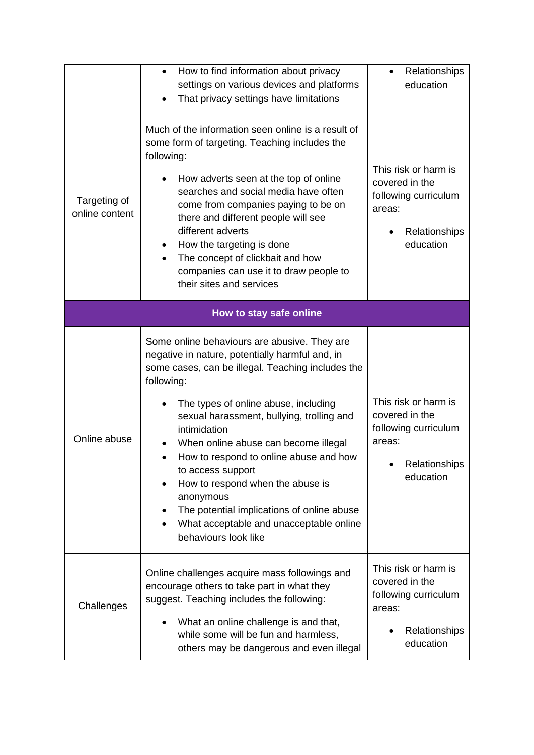| | | |
|---|---|---|
| | • How to find information about privacy settings on various devices and platforms<br>• That privacy settings have limitations | • Relationships education |
| Targeting of online content | Much of the information seen online is a result of some form of targeting. Teaching includes the following:<br>• How adverts seen at the top of online searches and social media have often come from companies paying to be on there and different people will see different adverts<br>• How the targeting is done<br>• The concept of clickbait and how companies can use it to draw people to their sites and services | This risk or harm is covered in the following curriculum areas:<br>• Relationships education |
| **How to stay safe online** | | |
| Online abuse | Some online behaviours are abusive. They are negative in nature, potentially harmful and, in some cases, can be illegal. Teaching includes the following:<br>• The types of online abuse, including sexual harassment, bullying, trolling and intimidation<br>• When online abuse can become illegal<br>• How to respond to online abuse and how to access support<br>• How to respond when the abuse is anonymous<br>• The potential implications of online abuse<br>• What acceptable and unacceptable online behaviours look like | This risk or harm is covered in the following curriculum areas:<br>• Relationships education |
| Challenges | Online challenges acquire mass followings and encourage others to take part in what they suggest. Teaching includes the following:<br>• What an online challenge is and that, while some will be fun and harmless, others may be dangerous and even illegal | This risk or harm is covered in the following curriculum areas:<br>• Relationships education |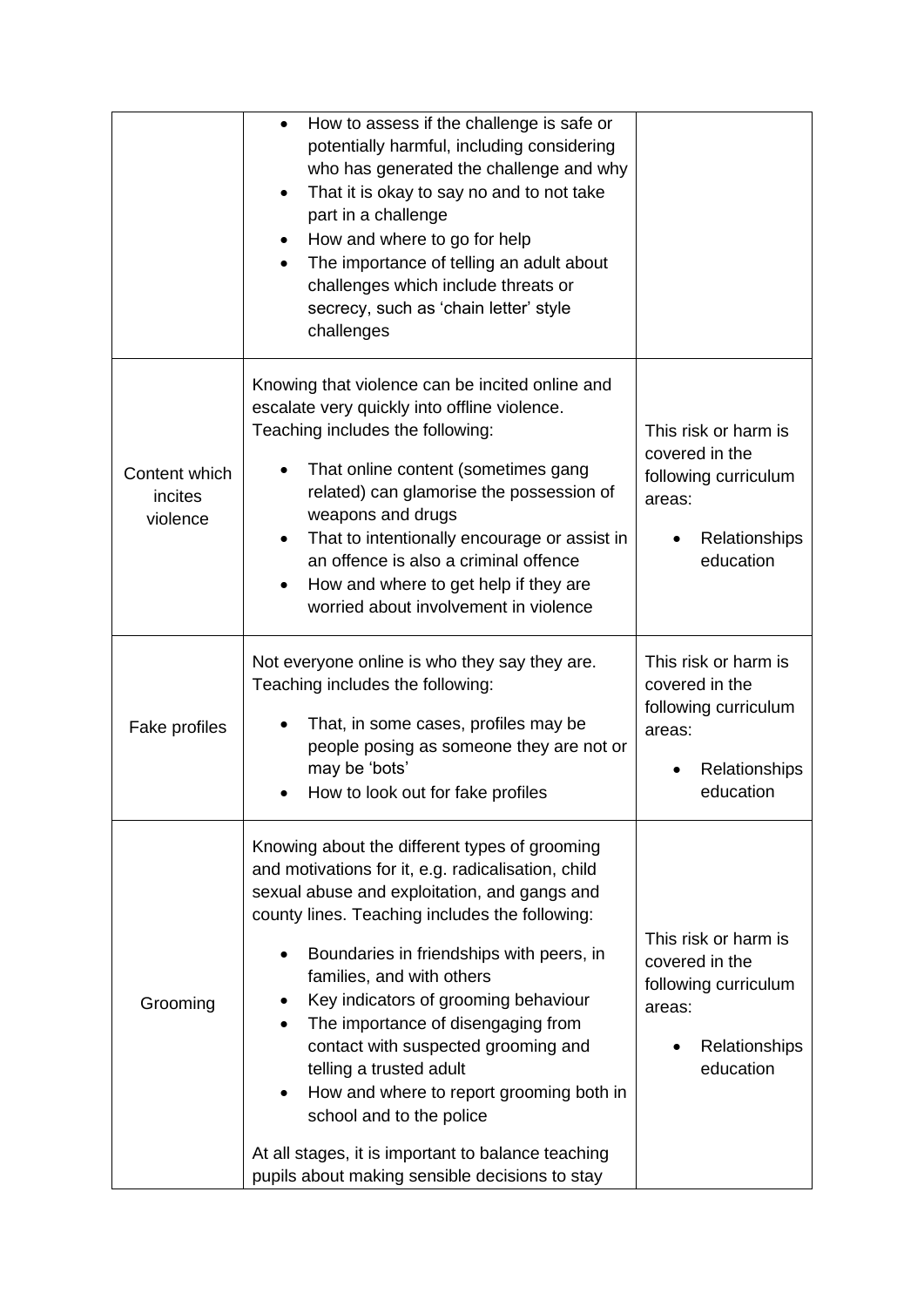| | | |
|---|---|---|
| | • How to assess if the challenge is safe or potentially harmful, including considering who has generated the challenge and why<br>• That it is okay to say no and to not take part in a challenge<br>• How and where to go for help<br>• The importance of telling an adult about challenges which include threats or secrecy, such as 'chain letter' style challenges | |
| Content which incites violence | Knowing that violence can be incited online and escalate very quickly into offline violence. Teaching includes the following:<br>• That online content (sometimes gang related) can glamorise the possession of weapons and drugs<br>• That to intentionally encourage or assist in an offence is also a criminal offence<br>• How and where to get help if they are worried about involvement in violence | This risk or harm is covered in the following curriculum areas:<br>• Relationships education |
| Fake profiles | Not everyone online is who they say they are. Teaching includes the following:<br>• That, in some cases, profiles may be people posing as someone they are not or may be 'bots'<br>• How to look out for fake profiles | This risk or harm is covered in the following curriculum areas:<br>• Relationships education |
| Grooming | Knowing about the different types of grooming and motivations for it, e.g. radicalisation, child sexual abuse and exploitation, and gangs and county lines. Teaching includes the following:<br>• Boundaries in friendships with peers, in families, and with others<br>• Key indicators of grooming behaviour<br>• The importance of disengaging from contact with suspected grooming and telling a trusted adult<br>• How and where to report grooming both in school and to the police<br><br>At all stages, it is important to balance teaching pupils about making sensible decisions to stay | This risk or harm is covered in the following curriculum areas:<br>• Relationships education |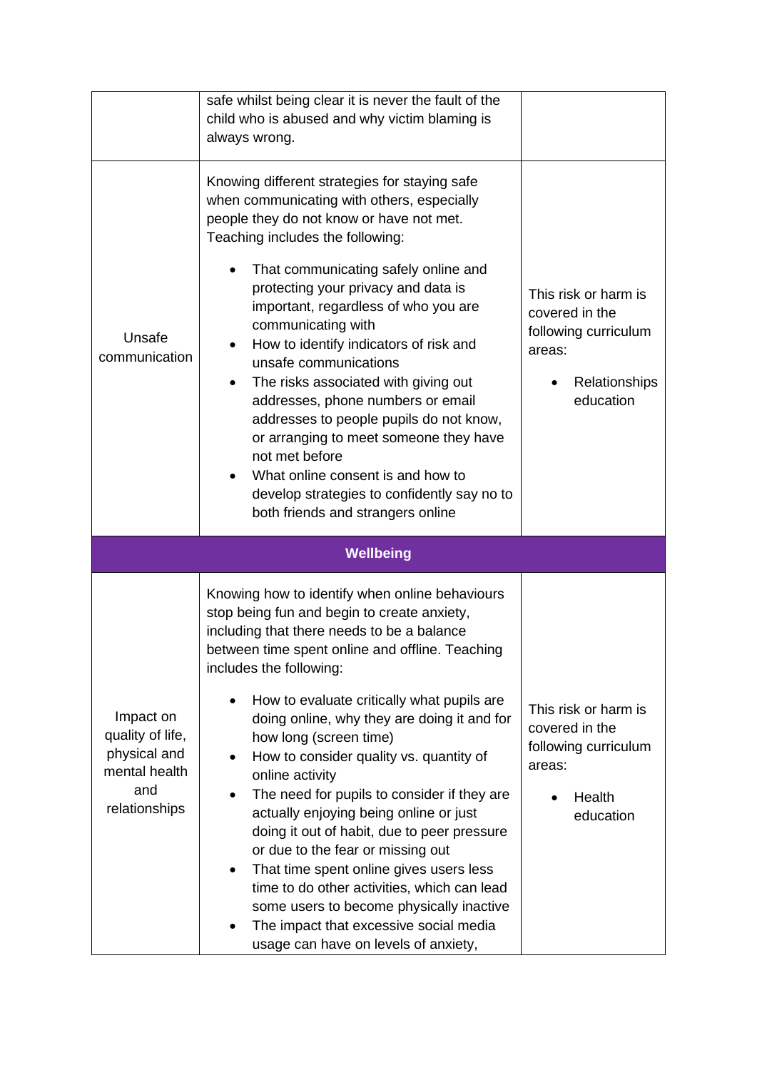| | | |
|---|---|---|
| | safe whilst being clear it is never the fault of the child who is abused and why victim blaming is always wrong. | |
| Unsafe communication | Knowing different strategies for staying safe when communicating with others, especially people they do not know or have not met. Teaching includes the following:<br><br>• That communicating safely online and protecting your privacy and data is important, regardless of who you are communicating with<br>• How to identify indicators of risk and unsafe communications<br>• The risks associated with giving out addresses, phone numbers or email addresses to people pupils do not know, or arranging to meet someone they have not met before<br>• What online consent is and how to develop strategies to confidently say no to both friends and strangers online | This risk or harm is covered in the following curriculum areas:<br><br>• Relationships education |
| **Wellbeing** | | |
| Impact on quality of life, physical and mental health and relationships | Knowing how to identify when online behaviours stop being fun and begin to create anxiety, including that there needs to be a balance between time spent online and offline. Teaching includes the following:<br><br>• How to evaluate critically what pupils are doing online, why they are doing it and for how long (screen time)<br>• How to consider quality vs. quantity of online activity<br>• The need for pupils to consider if they are actually enjoying being online or just doing it out of habit, due to peer pressure or due to the fear or missing out<br>• That time spent online gives users less time to do other activities, which can lead some users to become physically inactive<br>• The impact that excessive social media usage can have on levels of anxiety, | This risk or harm is covered in the following curriculum areas:<br><br>• Health education |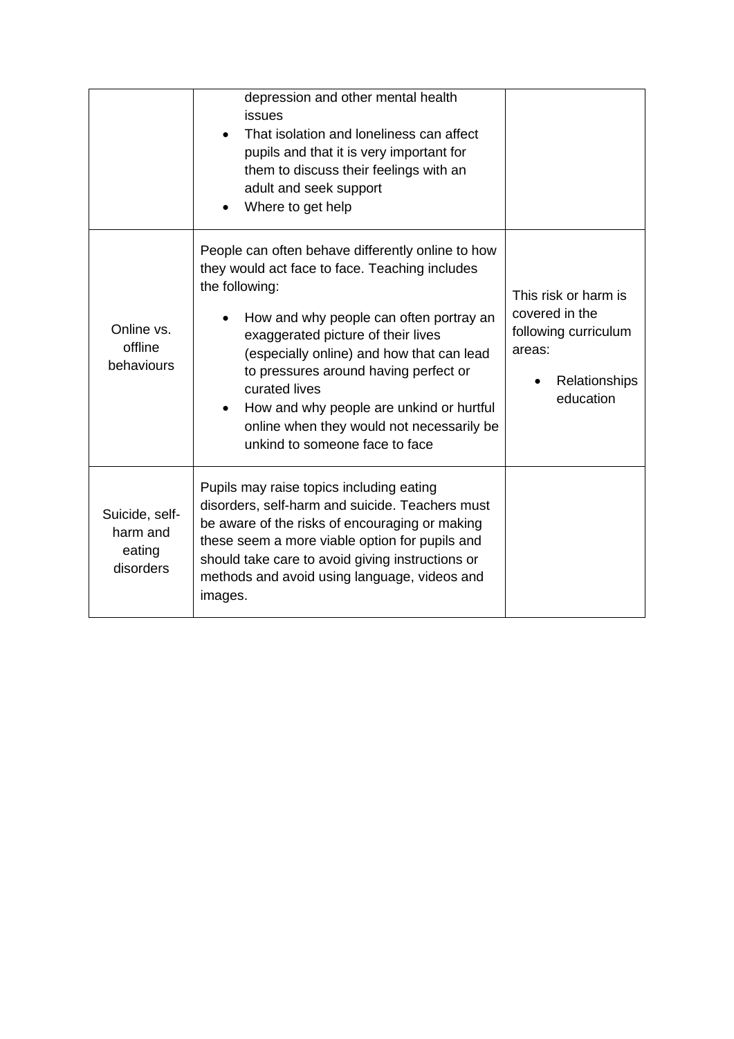| | | |
|---|---|---|
| | • depression and other mental health issues<br>• That isolation and loneliness can affect pupils and that it is very important for them to discuss their feelings with an adult and seek support<br>• Where to get help | |
| Online vs. offline behaviours | People can often behave differently online to how they would act face to face. Teaching includes the following:<br>• How and why people can often portray an exaggerated picture of their lives (especially online) and how that can lead to pressures around having perfect or curated lives<br>• How and why people are unkind or hurtful online when they would not necessarily be unkind to someone face to face | This risk or harm is covered in the following curriculum areas:<br>• Relationships education |
| Suicide, self-harm and eating disorders | Pupils may raise topics including eating disorders, self-harm and suicide. Teachers must be aware of the risks of encouraging or making these seem a more viable option for pupils and should take care to avoid giving instructions or methods and avoid using language, videos and images. | |